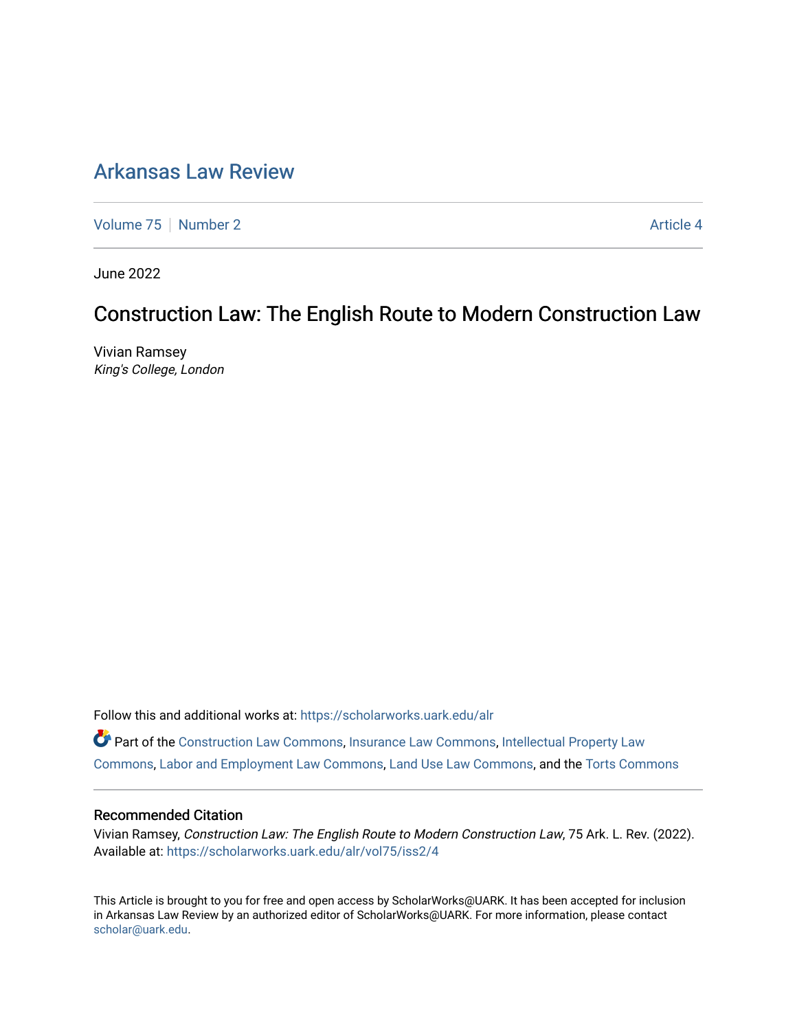# Arkansas Law Review

Volume 75 | Number 2 | Article 4

June 2022

## Construction Law: The English Route to Modern Construction Law

Vivian Ramsey
*King's College, London*

Follow this and additional works at: https://scholarworks.uark.edu/alr

Part of the Construction Law Commons, Insurance Law Commons, Intellectual Property Law Commons, Labor and Employment Law Commons, Land Use Law Commons, and the Torts Commons

### Recommended Citation

Vivian Ramsey, *Construction Law: The English Route to Modern Construction Law*, 75 Ark. L. Rev. (2022). Available at: https://scholarworks.uark.edu/alr/vol75/iss2/4

This Article is brought to you for free and open access by ScholarWorks@UARK. It has been accepted for inclusion in Arkansas Law Review by an authorized editor of ScholarWorks@UARK. For more information, please contact scholar@uark.edu.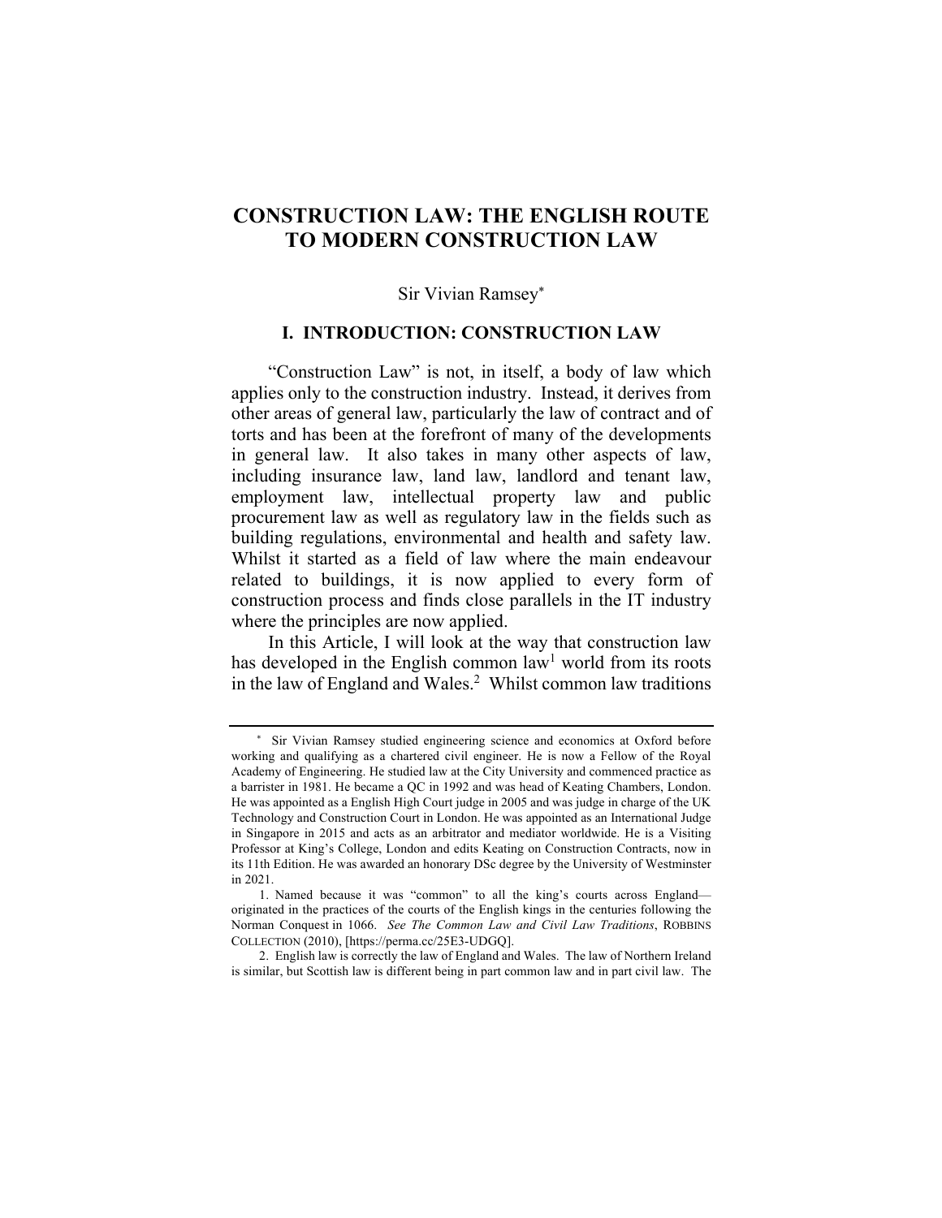# CONSTRUCTION LAW: THE ENGLISH ROUTE TO MODERN CONSTRUCTION LAW

Sir Vivian Ramsey*

## I. INTRODUCTION: CONSTRUCTION LAW

"Construction Law" is not, in itself, a body of law which applies only to the construction industry. Instead, it derives from other areas of general law, particularly the law of contract and of torts and has been at the forefront of many of the developments in general law. It also takes in many other aspects of law, including insurance law, land law, landlord and tenant law, employment law, intellectual property law and public procurement law as well as regulatory law in the fields such as building regulations, environmental and health and safety law. Whilst it started as a field of law where the main endeavour related to buildings, it is now applied to every form of construction process and finds close parallels in the IT industry where the principles are now applied.

In this Article, I will look at the way that construction law has developed in the English common law[1] world from its roots in the law of England and Wales.[2] Whilst common law traditions

---

\* Sir Vivian Ramsey studied engineering science and economics at Oxford before working and qualifying as a chartered civil engineer. He is now a Fellow of the Royal Academy of Engineering. He studied law at the City University and commenced practice as a barrister in 1981. He became a QC in 1992 and was head of Keating Chambers, London. He was appointed as a English High Court judge in 2005 and was judge in charge of the UK Technology and Construction Court in London. He was appointed as an International Judge in Singapore in 2015 and acts as an arbitrator and mediator worldwide. He is a Visiting Professor at King's College, London and edits Keating on Construction Contracts, now in its 11th Edition. He was awarded an honorary DSc degree by the University of Westminster in 2021.

1. Named because it was "common" to all the king's courts across England—originated in the practices of the courts of the English kings in the centuries following the Norman Conquest in 1066. *See The Common Law and Civil Law Traditions*, ROBBINS COLLECTION (2010), [https://perma.cc/25E3-UDGQ].

2. English law is correctly the law of England and Wales. The law of Northern Ireland is similar, but Scottish law is different being in part common law and in part civil law. The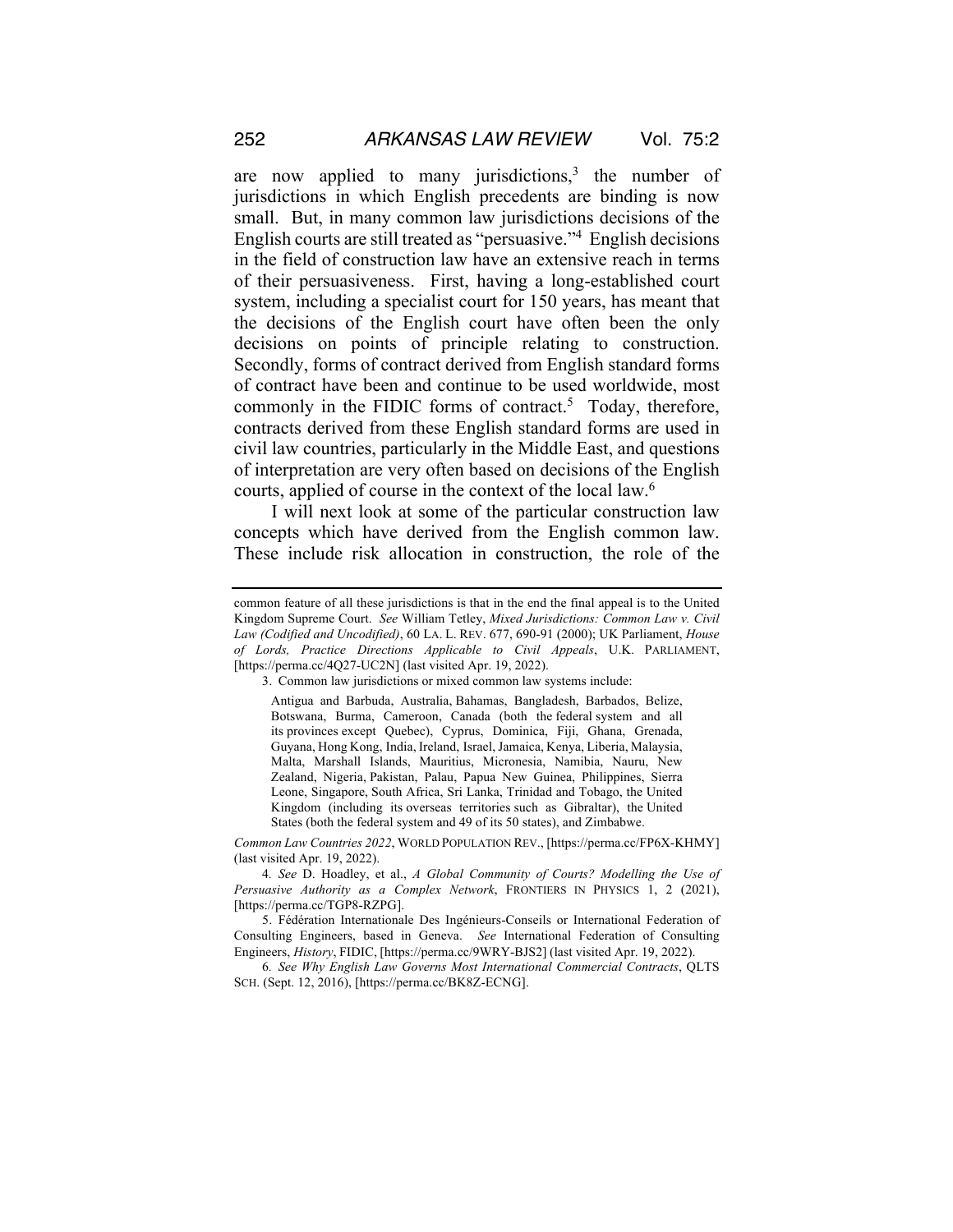are now applied to many jurisdictions,[3] the number of jurisdictions in which English precedents are binding is now small. But, in many common law jurisdictions decisions of the English courts are still treated as "persuasive."[4] English decisions in the field of construction law have an extensive reach in terms of their persuasiveness. First, having a long-established court system, including a specialist court for 150 years, has meant that the decisions of the English court have often been the only decisions on points of principle relating to construction. Secondly, forms of contract derived from English standard forms of contract have been and continue to be used worldwide, most commonly in the FIDIC forms of contract.[5] Today, therefore, contracts derived from these English standard forms are used in civil law countries, particularly in the Middle East, and questions of interpretation are very often based on decisions of the English courts, applied of course in the context of the local law.[6]

I will next look at some of the particular construction law concepts which have derived from the English common law. These include risk allocation in construction, the role of the

---

common feature of all these jurisdictions is that in the end the final appeal is to the United Kingdom Supreme Court. *See* William Tetley, *Mixed Jurisdictions: Common Law v. Civil Law (Codified and Uncodified)*, 60 LA. L. REV. 677, 690-91 (2000); UK Parliament, *House of Lords, Practice Directions Applicable to Civil Appeals*, U.K. PARLIAMENT, [https://perma.cc/4Q27-UC2N] (last visited Apr. 19, 2022).

3. Common law jurisdictions or mixed common law systems include:

> Antigua and Barbuda, Australia, Bahamas, Bangladesh, Barbados, Belize, Botswana, Burma, Cameroon, Canada (both the federal system and all its provinces except Quebec), Cyprus, Dominica, Fiji, Ghana, Grenada, Guyana, Hong Kong, India, Ireland, Israel, Jamaica, Kenya, Liberia, Malaysia, Malta, Marshall Islands, Mauritius, Micronesia, Namibia, Nauru, New Zealand, Nigeria, Pakistan, Palau, Papua New Guinea, Philippines, Sierra Leone, Singapore, South Africa, Sri Lanka, Trinidad and Tobago, the United Kingdom (including its overseas territories such as Gibraltar), the United States (both the federal system and 49 of its 50 states), and Zimbabwe.

*Common Law Countries 2022*, WORLD POPULATION REV., [https://perma.cc/FP6X-KHMY] (last visited Apr. 19, 2022).

4. *See* D. Hoadley, et al., *A Global Community of Courts? Modelling the Use of Persuasive Authority as a Complex Network*, FRONTIERS IN PHYSICS 1, 2 (2021), [https://perma.cc/TGP8-RZPG].

5. Fédération Internationale Des Ingénieurs-Conseils or International Federation of Consulting Engineers, based in Geneva. *See* International Federation of Consulting Engineers, *History*, FIDIC, [https://perma.cc/9WRY-BJS2] (last visited Apr. 19, 2022).

6. *See Why English Law Governs Most International Commercial Contracts*, QLTS SCH. (Sept. 12, 2016), [https://perma.cc/BK8Z-ECNG].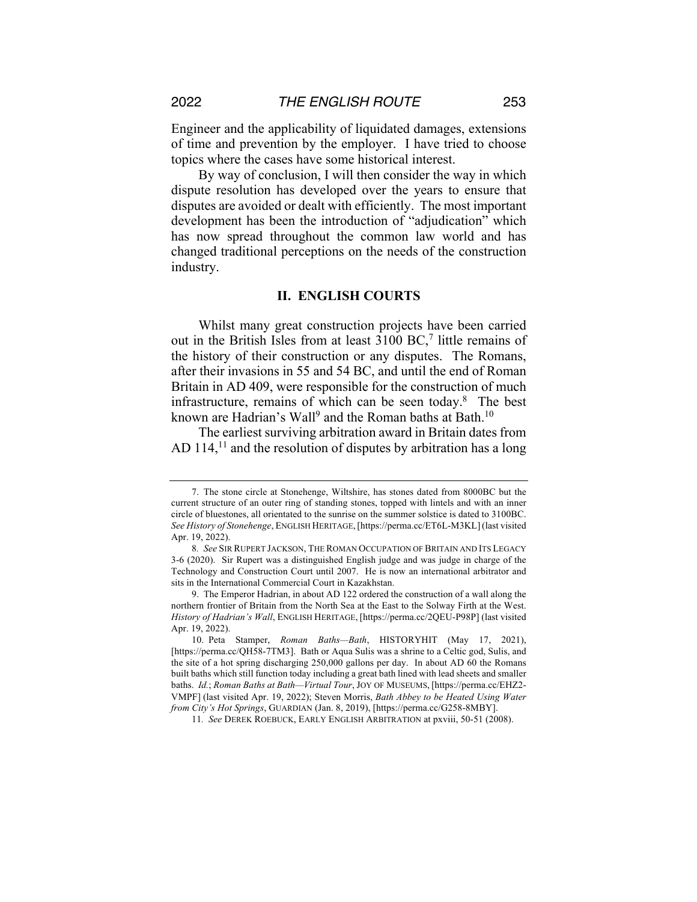Engineer and the applicability of liquidated damages, extensions of time and prevention by the employer. I have tried to choose topics where the cases have some historical interest.

By way of conclusion, I will then consider the way in which dispute resolution has developed over the years to ensure that disputes are avoided or dealt with efficiently. The most important development has been the introduction of "adjudication" which has now spread throughout the common law world and has changed traditional perceptions on the needs of the construction industry.

## II. ENGLISH COURTS

Whilst many great construction projects have been carried out in the British Isles from at least 3100 BC,[7] little remains of the history of their construction or any disputes. The Romans, after their invasions in 55 and 54 BC, and until the end of Roman Britain in AD 409, were responsible for the construction of much infrastructure, remains of which can be seen today.[8] The best known are Hadrian's Wall[9] and the Roman baths at Bath.[10]

The earliest surviving arbitration award in Britain dates from AD 114,[11] and the resolution of disputes by arbitration has a long

---

7. The stone circle at Stonehenge, Wiltshire, has stones dated from 8000BC but the current structure of an outer ring of standing stones, topped with lintels and with an inner circle of bluestones, all orientated to the sunrise on the summer solstice is dated to 3100BC. *See History of Stonehenge*, ENGLISH HERITAGE, [https://perma.cc/ET6L-M3KL] (last visited Apr. 19, 2022).

8. *See* SIR RUPERT JACKSON, THE ROMAN OCCUPATION OF BRITAIN AND ITS LEGACY 3-6 (2020). Sir Rupert was a distinguished English judge and was judge in charge of the Technology and Construction Court until 2007. He is now an international arbitrator and sits in the International Commercial Court in Kazakhstan.

9. The Emperor Hadrian, in about AD 122 ordered the construction of a wall along the northern frontier of Britain from the North Sea at the East to the Solway Firth at the West. *History of Hadrian's Wall*, ENGLISH HERITAGE, [https://perma.cc/2QEU-P98P] (last visited Apr. 19, 2022).

10. Peta Stamper, *Roman Baths—Bath*, HISTORYHIT (May 17, 2021), [https://perma.cc/QH58-7TM3]. Bath or Aqua Sulis was a shrine to a Celtic god, Sulis, and the site of a hot spring discharging 250,000 gallons per day. In about AD 60 the Romans built baths which still function today including a great bath lined with lead sheets and smaller baths. *Id.*; *Roman Baths at Bath—Virtual Tour*, JOY OF MUSEUMS, [https://perma.cc/EHZ2-VMPF] (last visited Apr. 19, 2022); Steven Morris, *Bath Abbey to be Heated Using Water from City's Hot Springs*, GUARDIAN (Jan. 8, 2019), [https://perma.cc/G258-8MBY].

11. *See* DEREK ROEBUCK, EARLY ENGLISH ARBITRATION at pxviii, 50-51 (2008).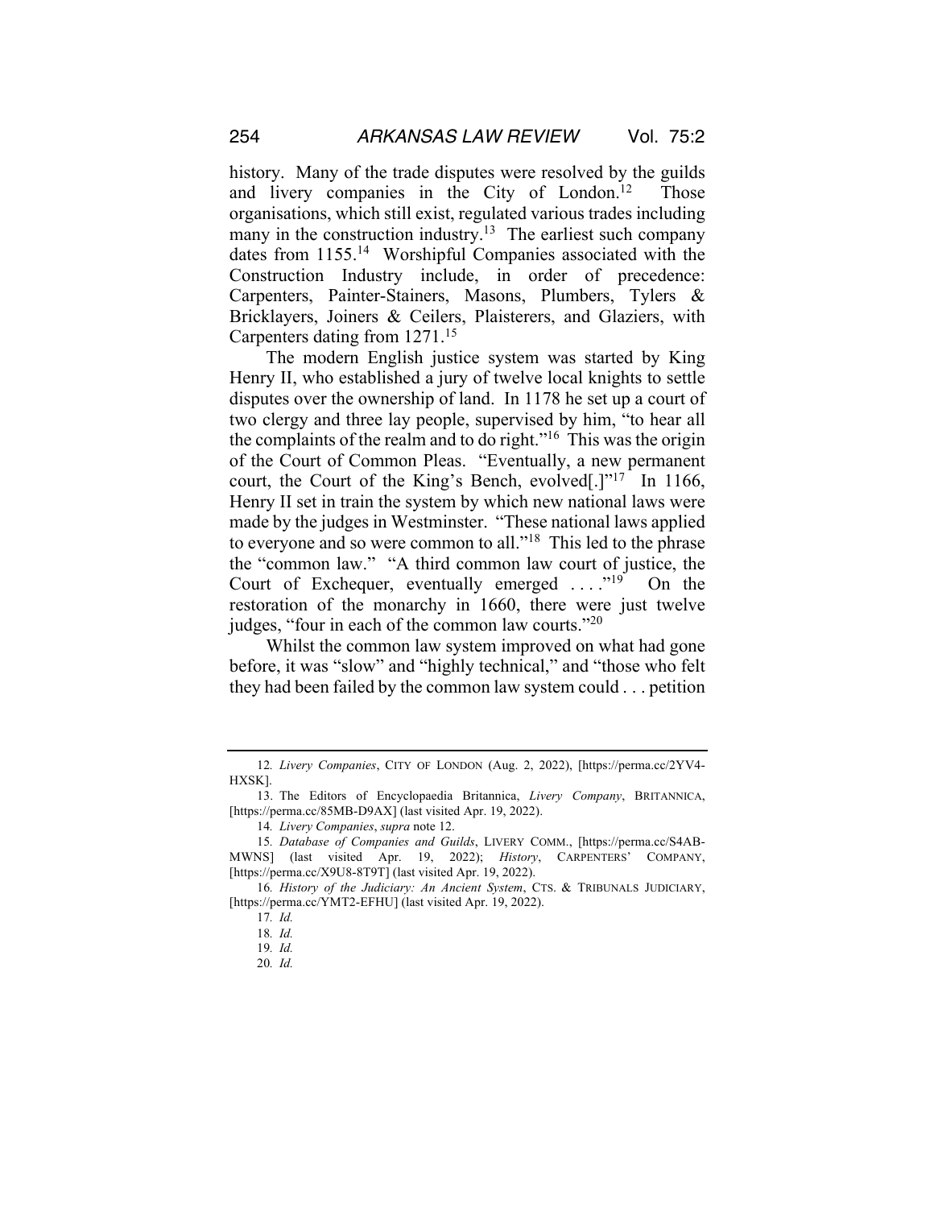history. Many of the trade disputes were resolved by the guilds and livery companies in the City of London.[12] Those organisations, which still exist, regulated various trades including many in the construction industry.[13] The earliest such company dates from 1155.[14] Worshipful Companies associated with the Construction Industry include, in order of precedence: Carpenters, Painter-Stainers, Masons, Plumbers, Tylers & Bricklayers, Joiners & Ceilers, Plaisterers, and Glaziers, with Carpenters dating from 1271.[15]

The modern English justice system was started by King Henry II, who established a jury of twelve local knights to settle disputes over the ownership of land. In 1178 he set up a court of two clergy and three lay people, supervised by him, "to hear all the complaints of the realm and to do right."[16] This was the origin of the Court of Common Pleas. "Eventually, a new permanent court, the Court of the King's Bench, evolved[.]"[17] In 1166, Henry II set in train the system by which new national laws were made by the judges in Westminster. "These national laws applied to everyone and so were common to all."[18] This led to the phrase the "common law." "A third common law court of justice, the Court of Exchequer, eventually emerged . . . ."[19] On the restoration of the monarchy in 1660, there were just twelve judges, "four in each of the common law courts."[20]

Whilst the common law system improved on what had gone before, it was "slow" and "highly technical," and "those who felt they had been failed by the common law system could . . . petition

---

12. *Livery Companies*, CITY OF LONDON (Aug. 2, 2022), [https://perma.cc/2YV4-HXSK].

13. The Editors of Encyclopaedia Britannica, *Livery Company*, BRITANNICA, [https://perma.cc/85MB-D9AX] (last visited Apr. 19, 2022).

14. *Livery Companies*, *supra* note 12.

15. *Database of Companies and Guilds*, LIVERY COMM., [https://perma.cc/S4AB-MWNS] (last visited Apr. 19, 2022); *History*, CARPENTERS' COMPANY, [https://perma.cc/X9U8-8T9T] (last visited Apr. 19, 2022).

16. *History of the Judiciary: An Ancient System*, CTS. & TRIBUNALS JUDICIARY, [https://perma.cc/YMT2-EFHU] (last visited Apr. 19, 2022).

17. *Id.*

18. *Id.*

19. *Id.*

20. *Id.*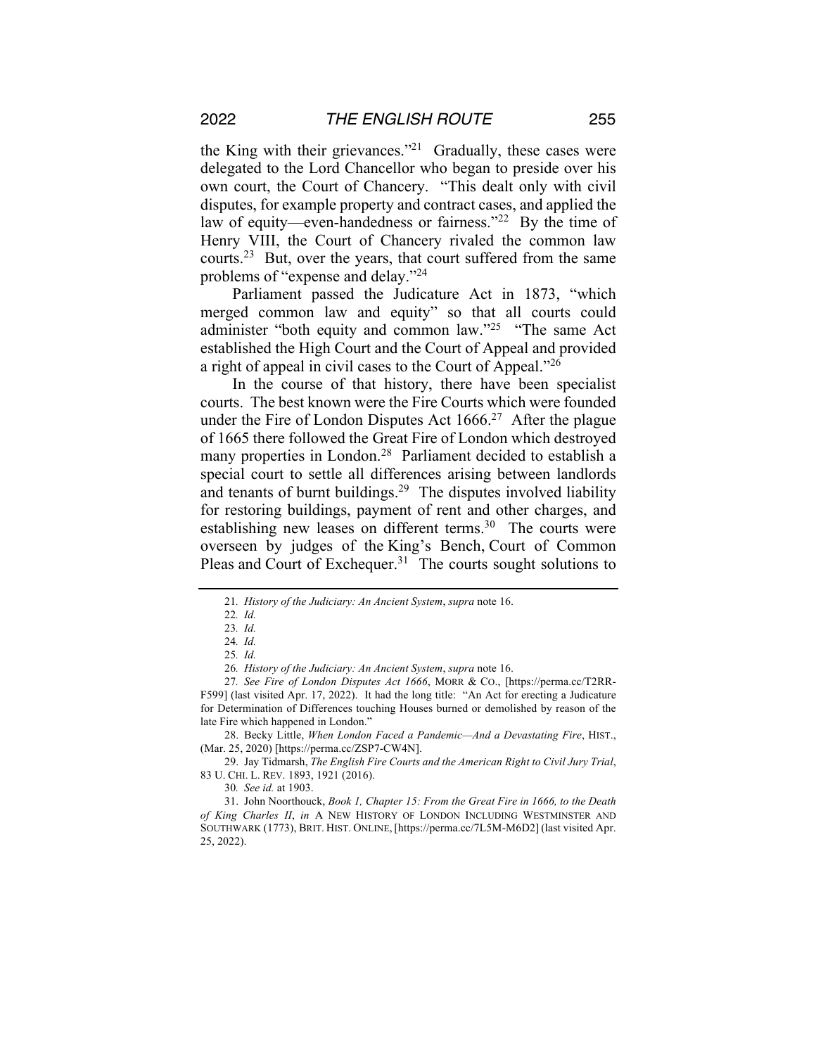the King with their grievances."[21] Gradually, these cases were delegated to the Lord Chancellor who began to preside over his own court, the Court of Chancery. "This dealt only with civil disputes, for example property and contract cases, and applied the law of equity—even-handedness or fairness."[22] By the time of Henry VIII, the Court of Chancery rivaled the common law courts.[23] But, over the years, that court suffered from the same problems of "expense and delay."[24]

Parliament passed the Judicature Act in 1873, "which merged common law and equity" so that all courts could administer "both equity and common law."[25] "The same Act established the High Court and the Court of Appeal and provided a right of appeal in civil cases to the Court of Appeal."[26]

In the course of that history, there have been specialist courts. The best known were the Fire Courts which were founded under the Fire of London Disputes Act 1666.[27] After the plague of 1665 there followed the Great Fire of London which destroyed many properties in London.[28] Parliament decided to establish a special court to settle all differences arising between landlords and tenants of burnt buildings.[29] The disputes involved liability for restoring buildings, payment of rent and other charges, and establishing new leases on different terms.[30] The courts were overseen by judges of the King's Bench, Court of Common Pleas and Court of Exchequer.[31] The courts sought solutions to

---

21. *History of the Judiciary: An Ancient System*, *supra* note 16.

22. *Id.*

23. *Id.*

24. *Id.*

25. *Id.*

26. *History of the Judiciary: An Ancient System*, *supra* note 16.

27. *See Fire of London Disputes Act 1666*, MORR & CO., [https://perma.cc/T2RR-F599] (last visited Apr. 17, 2022). It had the long title: "An Act for erecting a Judicature for Determination of Differences touching Houses burned or demolished by reason of the late Fire which happened in London."

28. Becky Little, *When London Faced a Pandemic—And a Devastating Fire*, HIST., (Mar. 25, 2020) [https://perma.cc/ZSP7-CW4N].

29. Jay Tidmarsh, *The English Fire Courts and the American Right to Civil Jury Trial*, 83 U. CHI. L. REV. 1893, 1921 (2016).

30. *See id.* at 1903.

31. John Noorthouck, *Book 1, Chapter 15: From the Great Fire in 1666, to the Death of King Charles II*, *in* A NEW HISTORY OF LONDON INCLUDING WESTMINSTER AND SOUTHWARK (1773), BRIT. HIST. ONLINE, [https://perma.cc/7L5M-M6D2] (last visited Apr. 25, 2022).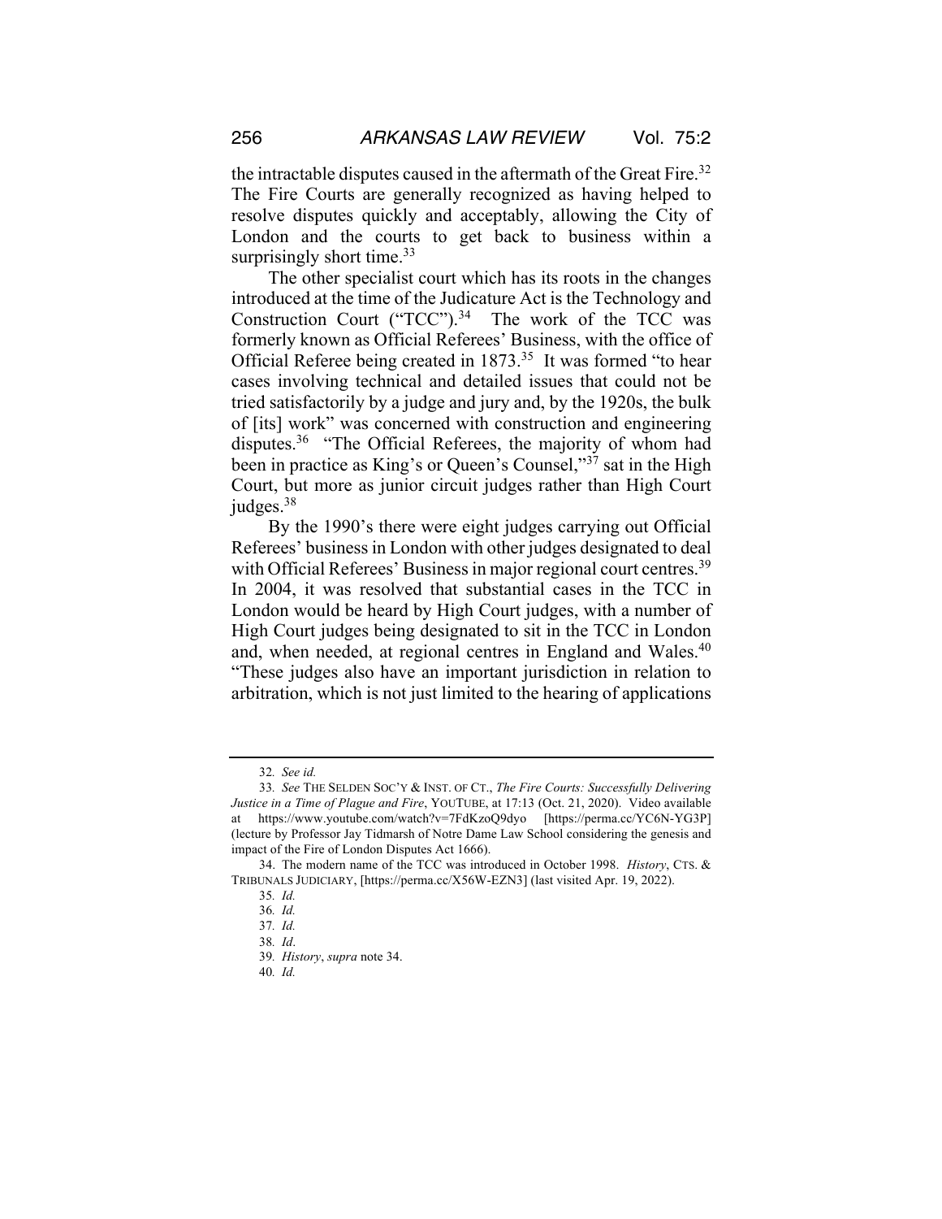the intractable disputes caused in the aftermath of the Great Fire.[32] The Fire Courts are generally recognized as having helped to resolve disputes quickly and acceptably, allowing the City of London and the courts to get back to business within a surprisingly short time.[33]

The other specialist court which has its roots in the changes introduced at the time of the Judicature Act is the Technology and Construction Court ("TCC").[34] The work of the TCC was formerly known as Official Referees' Business, with the office of Official Referee being created in 1873.[35] It was formed "to hear cases involving technical and detailed issues that could not be tried satisfactorily by a judge and jury and, by the 1920s, the bulk of [its] work" was concerned with construction and engineering disputes.[36] "The Official Referees, the majority of whom had been in practice as King's or Queen's Counsel,"[37] sat in the High Court, but more as junior circuit judges rather than High Court judges.[38]

By the 1990's there were eight judges carrying out Official Referees' business in London with other judges designated to deal with Official Referees' Business in major regional court centres.[39] In 2004, it was resolved that substantial cases in the TCC in London would be heard by High Court judges, with a number of High Court judges being designated to sit in the TCC in London and, when needed, at regional centres in England and Wales.[40] "These judges also have an important jurisdiction in relation to arbitration, which is not just limited to the hearing of applications

---

32. *See id.*

33. *See* THE SELDEN SOC'Y & INST. OF CT., *The Fire Courts: Successfully Delivering Justice in a Time of Plague and Fire*, YOUTUBE, at 17:13 (Oct. 21, 2020). Video available at https://www.youtube.com/watch?v=7FdKzoQ9dyo [https://perma.cc/YC6N-YG3P] (lecture by Professor Jay Tidmarsh of Notre Dame Law School considering the genesis and impact of the Fire of London Disputes Act 1666).

34. The modern name of the TCC was introduced in October 1998. *History*, CTS. & TRIBUNALS JUDICIARY, [https://perma.cc/X56W-EZN3] (last visited Apr. 19, 2022).

35. *Id.*

36. *Id.*

37. *Id.*

38. *Id*.

39. *History*, *supra* note 34.

40. *Id.*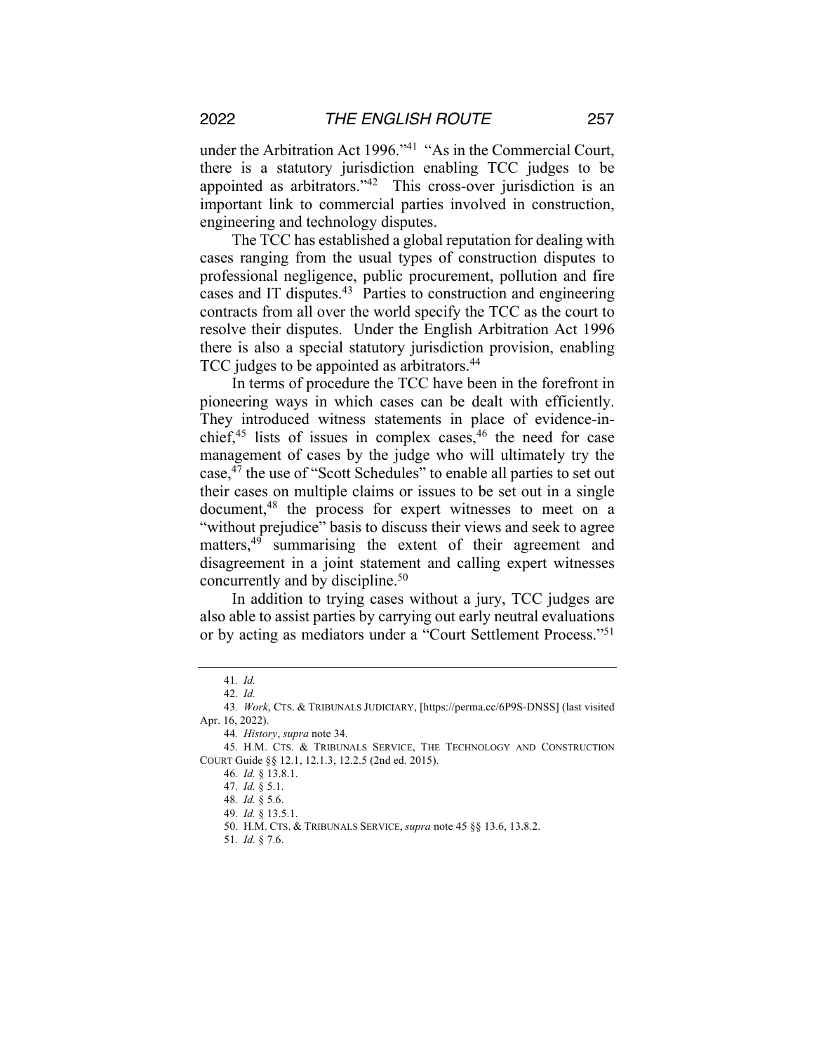under the Arbitration Act 1996."[41] "As in the Commercial Court, there is a statutory jurisdiction enabling TCC judges to be appointed as arbitrators."[42] This cross-over jurisdiction is an important link to commercial parties involved in construction, engineering and technology disputes.

The TCC has established a global reputation for dealing with cases ranging from the usual types of construction disputes to professional negligence, public procurement, pollution and fire cases and IT disputes.[43] Parties to construction and engineering contracts from all over the world specify the TCC as the court to resolve their disputes. Under the English Arbitration Act 1996 there is also a special statutory jurisdiction provision, enabling TCC judges to be appointed as arbitrators.[44]

In terms of procedure the TCC have been in the forefront in pioneering ways in which cases can be dealt with efficiently. They introduced witness statements in place of evidence-in-chief,[45] lists of issues in complex cases,[46] the need for case management of cases by the judge who will ultimately try the case,[47] the use of "Scott Schedules" to enable all parties to set out their cases on multiple claims or issues to be set out in a single document,[48] the process for expert witnesses to meet on a "without prejudice" basis to discuss their views and seek to agree matters,[49] summarising the extent of their agreement and disagreement in a joint statement and calling expert witnesses concurrently and by discipline.[50]

In addition to trying cases without a jury, TCC judges are also able to assist parties by carrying out early neutral evaluations or by acting as mediators under a "Court Settlement Process."[51]

---

41. *Id.*

42. *Id.*

43. *Work*, CTS. & TRIBUNALS JUDICIARY, [https://perma.cc/6P9S-DNSS] (last visited Apr. 16, 2022).

44. *History*, *supra* note 34.

45. H.M. CTS. & TRIBUNALS SERVICE, THE TECHNOLOGY AND CONSTRUCTION COURT Guide §§ 12.1, 12.1.3, 12.2.5 (2nd ed. 2015).

46. *Id.* § 13.8.1.

47. *Id.* § 5.1.

48. *Id.* § 5.6.

49. *Id.* § 13.5.1.

50. H.M. CTS. & TRIBUNALS SERVICE, *supra* note 45 §§ 13.6, 13.8.2.

51. *Id.* § 7.6.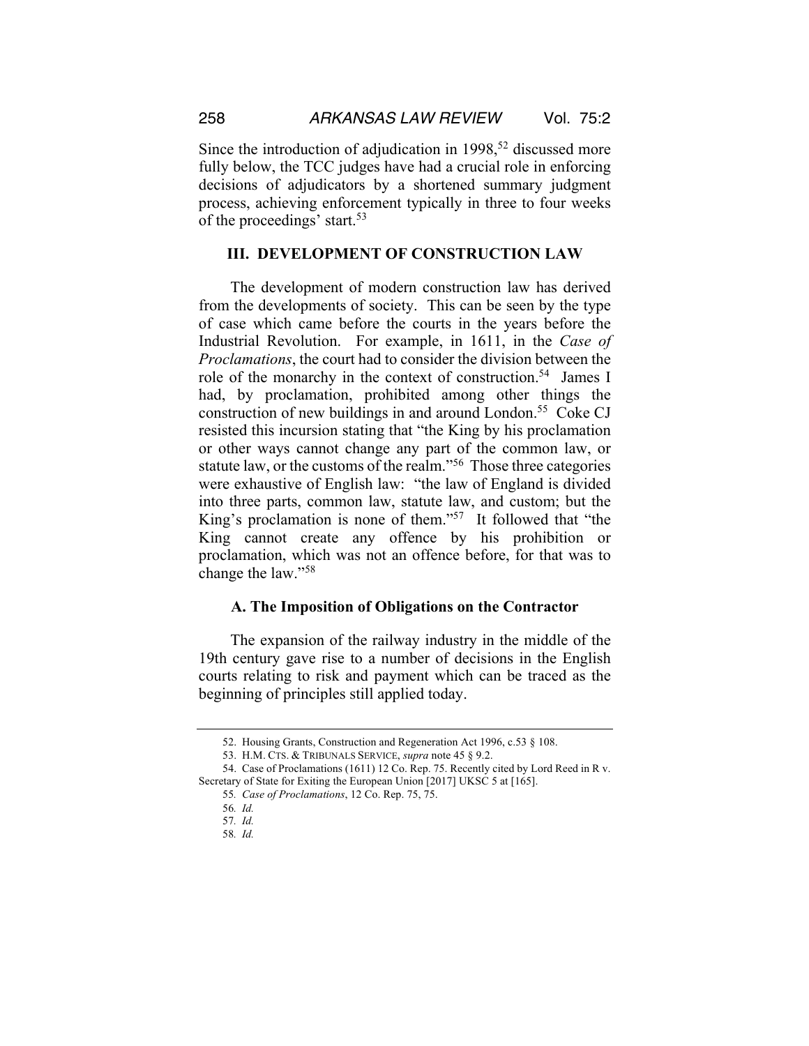Since the introduction of adjudication in 1998,[52] discussed more fully below, the TCC judges have had a crucial role in enforcing decisions of adjudicators by a shortened summary judgment process, achieving enforcement typically in three to four weeks of the proceedings' start.[53]

## III. DEVELOPMENT OF CONSTRUCTION LAW

The development of modern construction law has derived from the developments of society. This can be seen by the type of case which came before the courts in the years before the Industrial Revolution. For example, in 1611, in the *Case of Proclamations*, the court had to consider the division between the role of the monarchy in the context of construction.[54] James I had, by proclamation, prohibited among other things the construction of new buildings in and around London.[55] Coke CJ resisted this incursion stating that "the King by his proclamation or other ways cannot change any part of the common law, or statute law, or the customs of the realm."[56] Those three categories were exhaustive of English law: "the law of England is divided into three parts, common law, statute law, and custom; but the King's proclamation is none of them."[57] It followed that "the King cannot create any offence by his prohibition or proclamation, which was not an offence before, for that was to change the law."[58]

### A. The Imposition of Obligations on the Contractor

The expansion of the railway industry in the middle of the 19th century gave rise to a number of decisions in the English courts relating to risk and payment which can be traced as the beginning of principles still applied today.

---

52. Housing Grants, Construction and Regeneration Act 1996, c.53 § 108.

53. H.M. CTS. & TRIBUNALS SERVICE, *supra* note 45 § 9.2.

54. Case of Proclamations (1611) 12 Co. Rep. 75. Recently cited by Lord Reed in R v. Secretary of State for Exiting the European Union [2017] UKSC 5 at [165].

55. *Case of Proclamations*, 12 Co. Rep. 75, 75.

56. *Id.*

57. *Id.*

58. *Id.*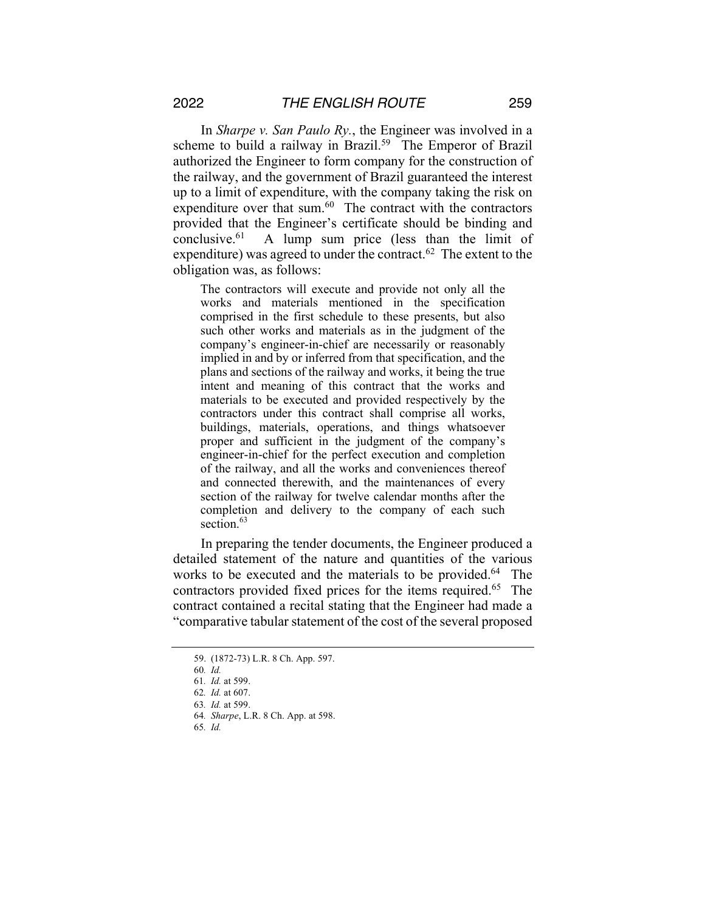In *Sharpe v. San Paulo Ry.*, the Engineer was involved in a scheme to build a railway in Brazil.[59] The Emperor of Brazil authorized the Engineer to form company for the construction of the railway, and the government of Brazil guaranteed the interest up to a limit of expenditure, with the company taking the risk on expenditure over that sum.[60] The contract with the contractors provided that the Engineer's certificate should be binding and conclusive.[61] A lump sum price (less than the limit of expenditure) was agreed to under the contract.[62] The extent to the obligation was, as follows:

> The contractors will execute and provide not only all the works and materials mentioned in the specification comprised in the first schedule to these presents, but also such other works and materials as in the judgment of the company's engineer-in-chief are necessarily or reasonably implied in and by or inferred from that specification, and the plans and sections of the railway and works, it being the true intent and meaning of this contract that the works and materials to be executed and provided respectively by the contractors under this contract shall comprise all works, buildings, materials, operations, and things whatsoever proper and sufficient in the judgment of the company's engineer-in-chief for the perfect execution and completion of the railway, and all the works and conveniences thereof and connected therewith, and the maintenances of every section of the railway for twelve calendar months after the completion and delivery to the company of each such section.[63]

In preparing the tender documents, the Engineer produced a detailed statement of the nature and quantities of the various works to be executed and the materials to be provided.[64] The contractors provided fixed prices for the items required.[65] The contract contained a recital stating that the Engineer had made a "comparative tabular statement of the cost of the several proposed

---

59. (1872-73) L.R. 8 Ch. App. 597.

60. *Id.*

61. *Id.* at 599.

62. *Id.* at 607.

63. *Id.* at 599.

64. *Sharpe*, L.R. 8 Ch. App. at 598.

65. *Id.*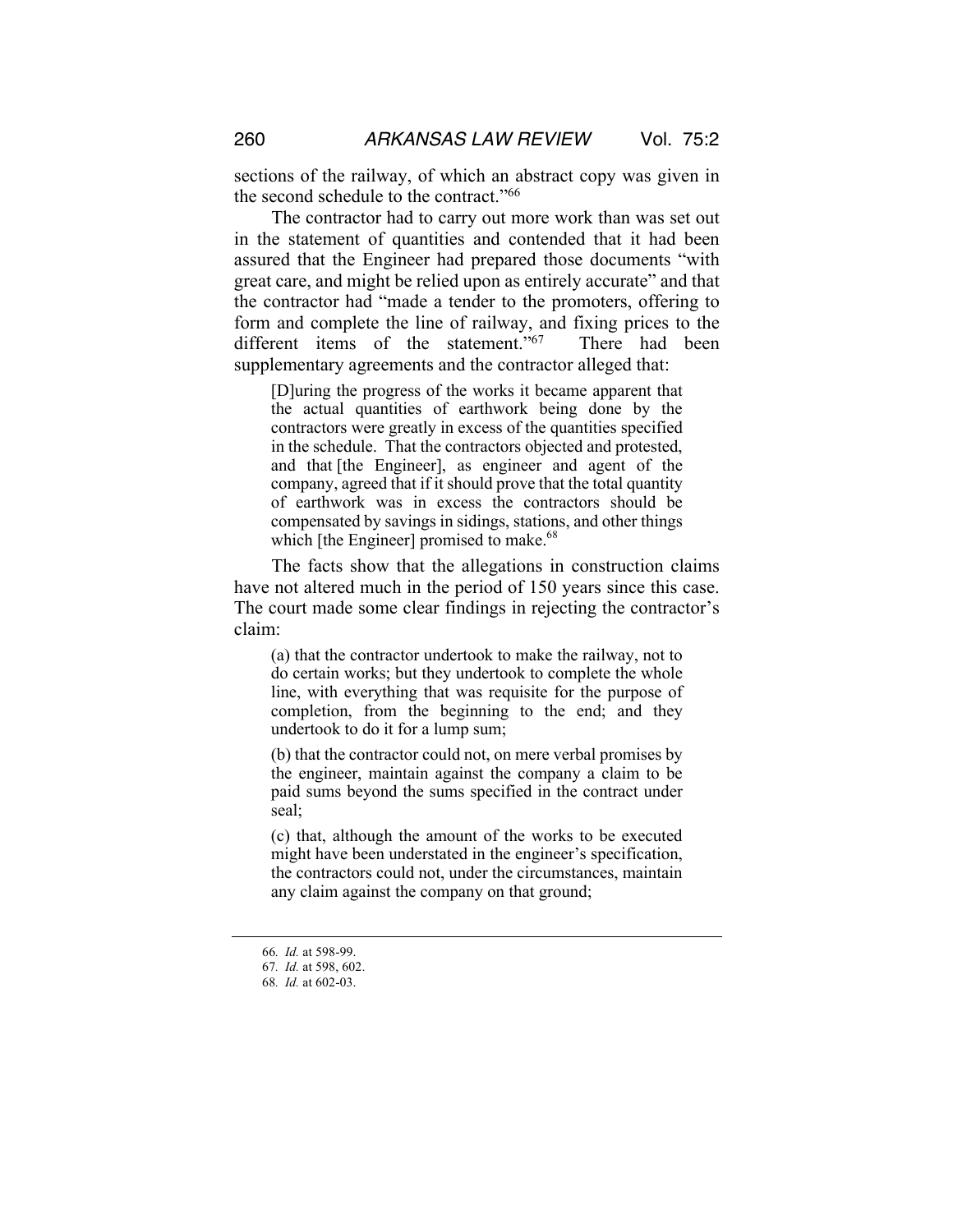sections of the railway, of which an abstract copy was given in the second schedule to the contract."[66]

The contractor had to carry out more work than was set out in the statement of quantities and contended that it had been assured that the Engineer had prepared those documents "with great care, and might be relied upon as entirely accurate" and that the contractor had "made a tender to the promoters, offering to form and complete the line of railway, and fixing prices to the different items of the statement."[67] There had been supplementary agreements and the contractor alleged that:

> [D]uring the progress of the works it became apparent that the actual quantities of earthwork being done by the contractors were greatly in excess of the quantities specified in the schedule. That the contractors objected and protested, and that [the Engineer], as engineer and agent of the company, agreed that if it should prove that the total quantity of earthwork was in excess the contractors should be compensated by savings in sidings, stations, and other things which [the Engineer] promised to make.[68]

The facts show that the allegations in construction claims have not altered much in the period of 150 years since this case. The court made some clear findings in rejecting the contractor's claim:

> (a) that the contractor undertook to make the railway, not to do certain works; but they undertook to complete the whole line, with everything that was requisite for the purpose of completion, from the beginning to the end; and they undertook to do it for a lump sum;
>
> (b) that the contractor could not, on mere verbal promises by the engineer, maintain against the company a claim to be paid sums beyond the sums specified in the contract under seal;
>
> (c) that, although the amount of the works to be executed might have been understated in the engineer's specification, the contractors could not, under the circumstances, maintain any claim against the company on that ground;

---

66. *Id.* at 598-99.
67. *Id.* at 598, 602.
68. *Id.* at 602-03.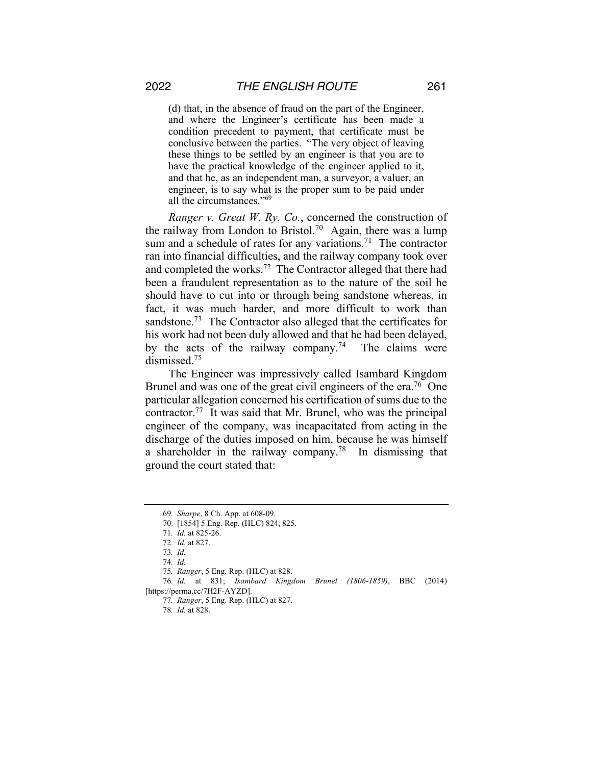> (d) that, in the absence of fraud on the part of the Engineer, and where the Engineer's certificate has been made a condition precedent to payment, that certificate must be conclusive between the parties. "The very object of leaving these things to be settled by an engineer is that you are to have the practical knowledge of the engineer applied to it, and that he, as an independent man, a surveyor, a valuer, an engineer, is to say what is the proper sum to be paid under all the circumstances."[69]

*Ranger v. Great W. Ry. Co.*, concerned the construction of the railway from London to Bristol.[70] Again, there was a lump sum and a schedule of rates for any variations.[71] The contractor ran into financial difficulties, and the railway company took over and completed the works.[72] The Contractor alleged that there had been a fraudulent representation as to the nature of the soil he should have to cut into or through being sandstone whereas, in fact, it was much harder, and more difficult to work than sandstone.[73] The Contractor also alleged that the certificates for his work had not been duly allowed and that he had been delayed, by the acts of the railway company.[74] The claims were dismissed.[75]

The Engineer was impressively called Isambard Kingdom Brunel and was one of the great civil engineers of the era.[76] One particular allegation concerned his certification of sums due to the contractor.[77] It was said that Mr. Brunel, who was the principal engineer of the company, was incapacitated from acting in the discharge of the duties imposed on him, because he was himself a shareholder in the railway company.[78] In dismissing that ground the court stated that:

---

69. *Sharpe*, 8 Ch. App. at 608-09.

70. [1854] 5 Eng. Rep. (HLC) 824, 825.

71. *Id.* at 825-26.

72. *Id.* at 827.

73. *Id.*

74. *Id.*

75. *Ranger*, 5 Eng. Rep. (HLC) at 828.

76. *Id.* at 831; *Isambard Kingdom Brunel (1806-1859)*, BBC (2014) [https://perma.cc/7H2F-AYZD].

77. *Ranger*, 5 Eng. Rep. (HLC) at 827.

78. *Id.* at 828.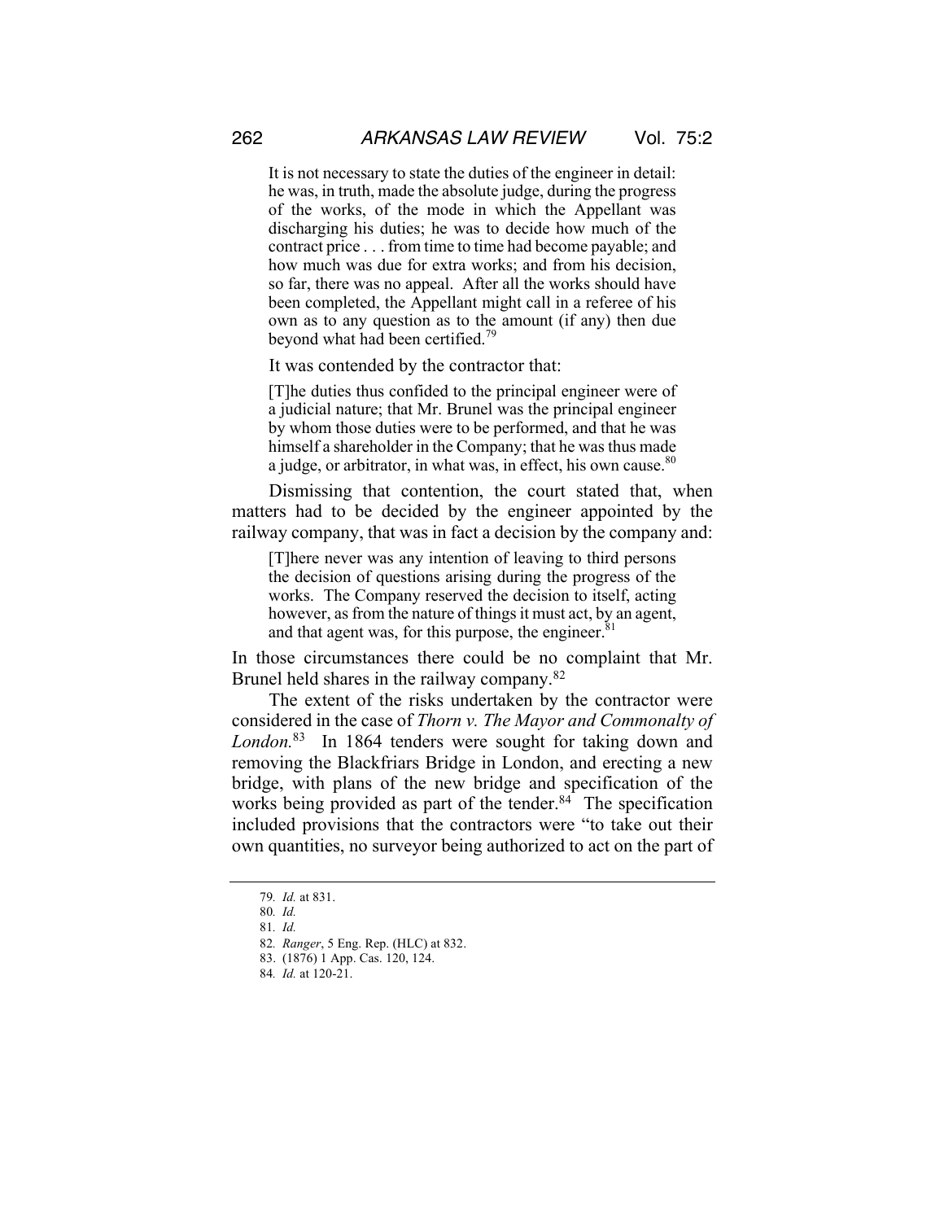> It is not necessary to state the duties of the engineer in detail: he was, in truth, made the absolute judge, during the progress of the works, of the mode in which the Appellant was discharging his duties; he was to decide how much of the contract price . . . from time to time had become payable; and how much was due for extra works; and from his decision, so far, there was no appeal. After all the works should have been completed, the Appellant might call in a referee of his own as to any question as to the amount (if any) then due beyond what had been certified.[79]

It was contended by the contractor that:

> [T]he duties thus confided to the principal engineer were of a judicial nature; that Mr. Brunel was the principal engineer by whom those duties were to be performed, and that he was himself a shareholder in the Company; that he was thus made a judge, or arbitrator, in what was, in effect, his own cause.[80]

Dismissing that contention, the court stated that, when matters had to be decided by the engineer appointed by the railway company, that was in fact a decision by the company and:

> [T]here never was any intention of leaving to third persons the decision of questions arising during the progress of the works. The Company reserved the decision to itself, acting however, as from the nature of things it must act, by an agent, and that agent was, for this purpose, the engineer.[81]

In those circumstances there could be no complaint that Mr. Brunel held shares in the railway company.[82]

The extent of the risks undertaken by the contractor were considered in the case of *Thorn v. The Mayor and Commonalty of London.*[83] In 1864 tenders were sought for taking down and removing the Blackfriars Bridge in London, and erecting a new bridge, with plans of the new bridge and specification of the works being provided as part of the tender.[84] The specification included provisions that the contractors were "to take out their own quantities, no surveyor being authorized to act on the part of

---

79. *Id.* at 831.
80. *Id.*
81. *Id.*
82. *Ranger*, 5 Eng. Rep. (HLC) at 832.
83. (1876) 1 App. Cas. 120, 124.
84. *Id.* at 120-21.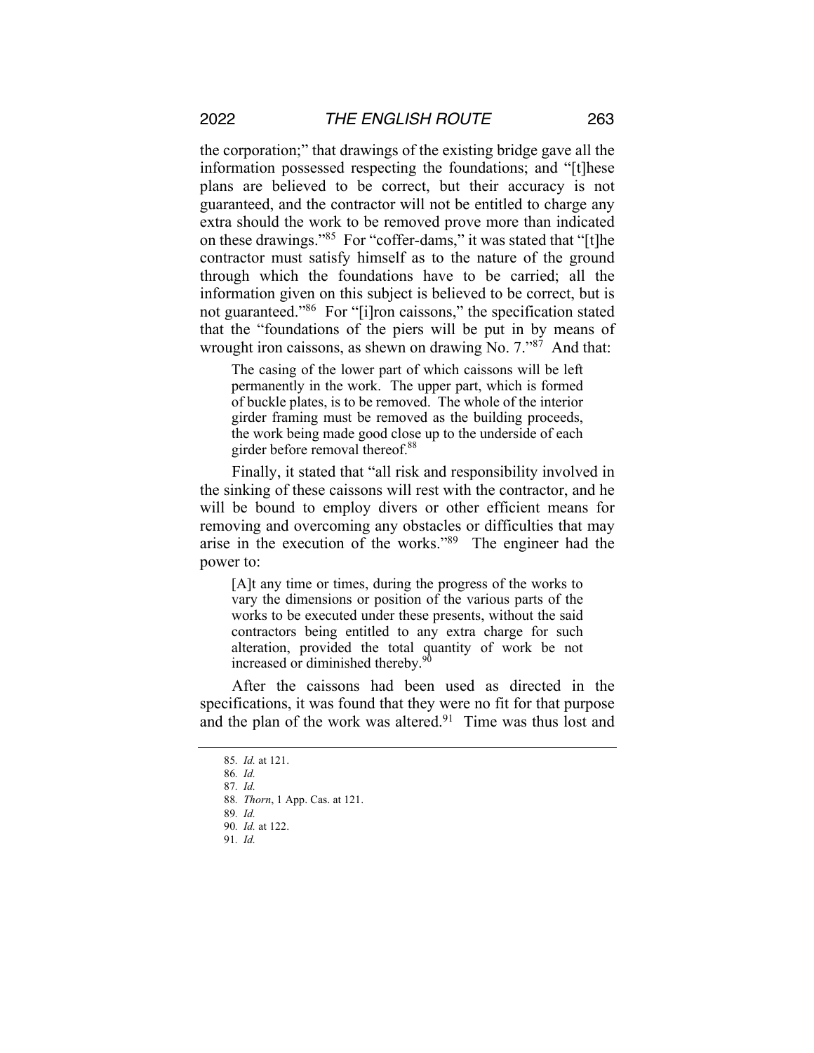the corporation;" that drawings of the existing bridge gave all the information possessed respecting the foundations; and "[t]hese plans are believed to be correct, but their accuracy is not guaranteed, and the contractor will not be entitled to charge any extra should the work to be removed prove more than indicated on these drawings."[85] For "coffer-dams," it was stated that "[t]he contractor must satisfy himself as to the nature of the ground through which the foundations have to be carried; all the information given on this subject is believed to be correct, but is not guaranteed."[86] For "[i]ron caissons," the specification stated that the "foundations of the piers will be put in by means of wrought iron caissons, as shewn on drawing No. 7."[87] And that:

> The casing of the lower part of which caissons will be left permanently in the work. The upper part, which is formed of buckle plates, is to be removed. The whole of the interior girder framing must be removed as the building proceeds, the work being made good close up to the underside of each girder before removal thereof.[88]

Finally, it stated that "all risk and responsibility involved in the sinking of these caissons will rest with the contractor, and he will be bound to employ divers or other efficient means for removing and overcoming any obstacles or difficulties that may arise in the execution of the works."[89] The engineer had the power to:

> [A]t any time or times, during the progress of the works to vary the dimensions or position of the various parts of the works to be executed under these presents, without the said contractors being entitled to any extra charge for such alteration, provided the total quantity of work be not increased or diminished thereby.[90]

After the caissons had been used as directed in the specifications, it was found that they were no fit for that purpose and the plan of the work was altered.[91] Time was thus lost and

---

85. *Id.* at 121.
86. *Id.*
87. *Id.*
88. *Thorn*, 1 App. Cas. at 121.
89. *Id.*
90. *Id.* at 122.
91. *Id.*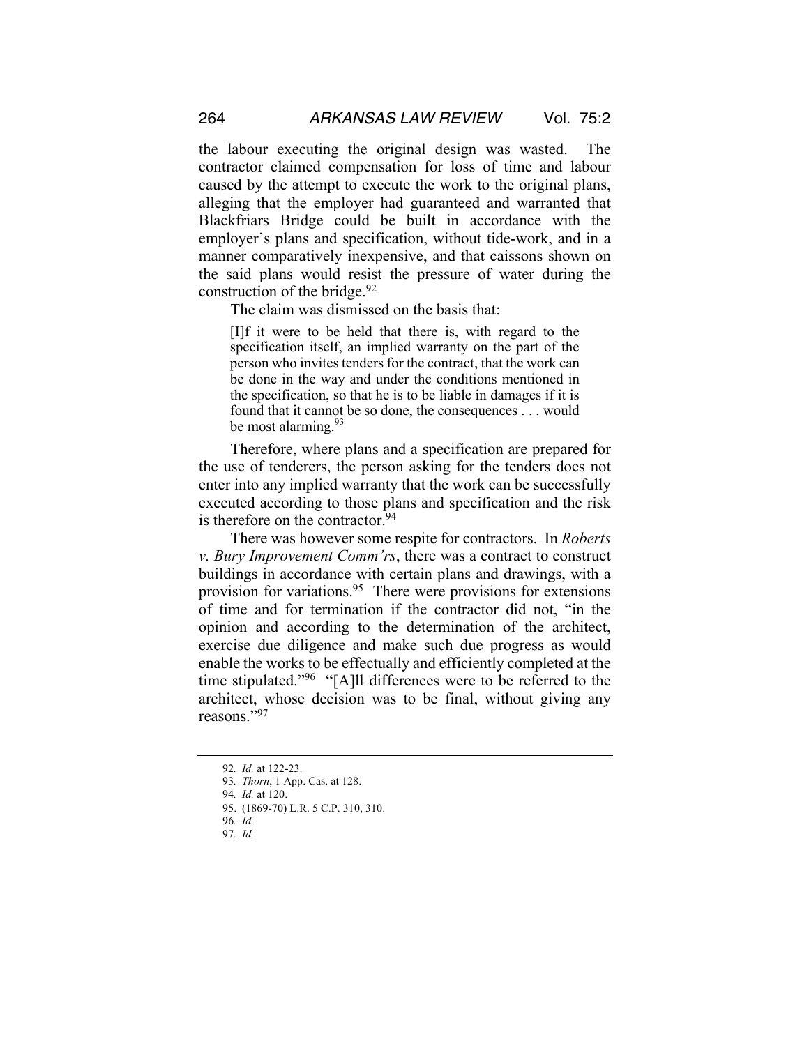the labour executing the original design was wasted. The contractor claimed compensation for loss of time and labour caused by the attempt to execute the work to the original plans, alleging that the employer had guaranteed and warranted that Blackfriars Bridge could be built in accordance with the employer's plans and specification, without tide-work, and in a manner comparatively inexpensive, and that caissons shown on the said plans would resist the pressure of water during the construction of the bridge.[92]

The claim was dismissed on the basis that:

> [I]f it were to be held that there is, with regard to the specification itself, an implied warranty on the part of the person who invites tenders for the contract, that the work can be done in the way and under the conditions mentioned in the specification, so that he is to be liable in damages if it is found that it cannot be so done, the consequences . . . would be most alarming.[93]

Therefore, where plans and a specification are prepared for the use of tenderers, the person asking for the tenders does not enter into any implied warranty that the work can be successfully executed according to those plans and specification and the risk is therefore on the contractor.[94]

There was however some respite for contractors. In *Roberts v. Bury Improvement Comm'rs*, there was a contract to construct buildings in accordance with certain plans and drawings, with a provision for variations.[95] There were provisions for extensions of time and for termination if the contractor did not, "in the opinion and according to the determination of the architect, exercise due diligence and make such due progress as would enable the works to be effectually and efficiently completed at the time stipulated."[96] "[A]ll differences were to be referred to the architect, whose decision was to be final, without giving any reasons."[97]

92. *Id.* at 122-23.
93. *Thorn*, 1 App. Cas. at 128.
94. *Id.* at 120.
95. (1869-70) L.R. 5 C.P. 310, 310.
96. *Id.*
97. *Id.*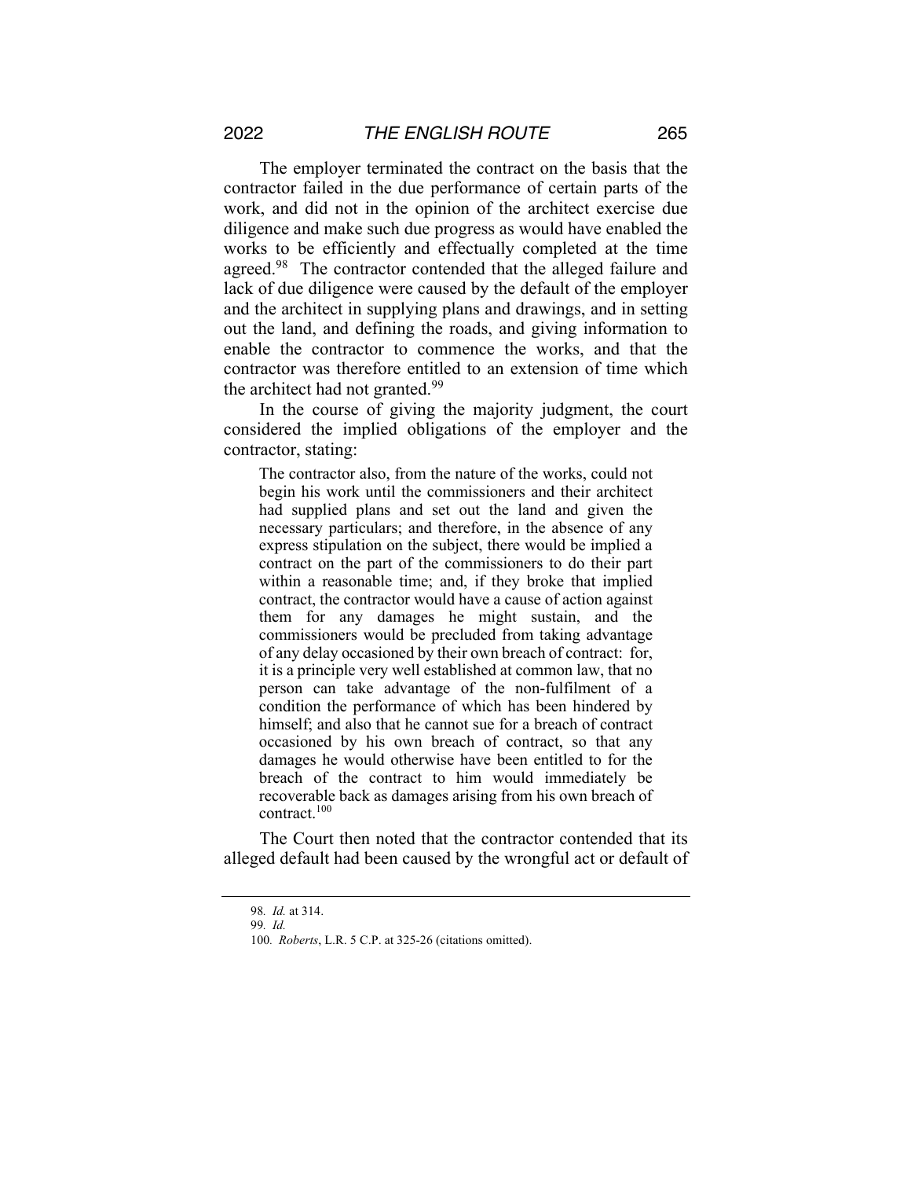The employer terminated the contract on the basis that the contractor failed in the due performance of certain parts of the work, and did not in the opinion of the architect exercise due diligence and make such due progress as would have enabled the works to be efficiently and effectually completed at the time agreed.[98] The contractor contended that the alleged failure and lack of due diligence were caused by the default of the employer and the architect in supplying plans and drawings, and in setting out the land, and defining the roads, and giving information to enable the contractor to commence the works, and that the contractor was therefore entitled to an extension of time which the architect had not granted.[99]

In the course of giving the majority judgment, the court considered the implied obligations of the employer and the contractor, stating:

> The contractor also, from the nature of the works, could not begin his work until the commissioners and their architect had supplied plans and set out the land and given the necessary particulars; and therefore, in the absence of any express stipulation on the subject, there would be implied a contract on the part of the commissioners to do their part within a reasonable time; and, if they broke that implied contract, the contractor would have a cause of action against them for any damages he might sustain, and the commissioners would be precluded from taking advantage of any delay occasioned by their own breach of contract: for, it is a principle very well established at common law, that no person can take advantage of the non-fulfilment of a condition the performance of which has been hindered by himself; and also that he cannot sue for a breach of contract occasioned by his own breach of contract, so that any damages he would otherwise have been entitled to for the breach of the contract to him would immediately be recoverable back as damages arising from his own breach of contract.[100]

The Court then noted that the contractor contended that its alleged default had been caused by the wrongful act or default of

98. *Id.* at 314.

99. *Id.*

100. *Roberts*, L.R. 5 C.P. at 325-26 (citations omitted).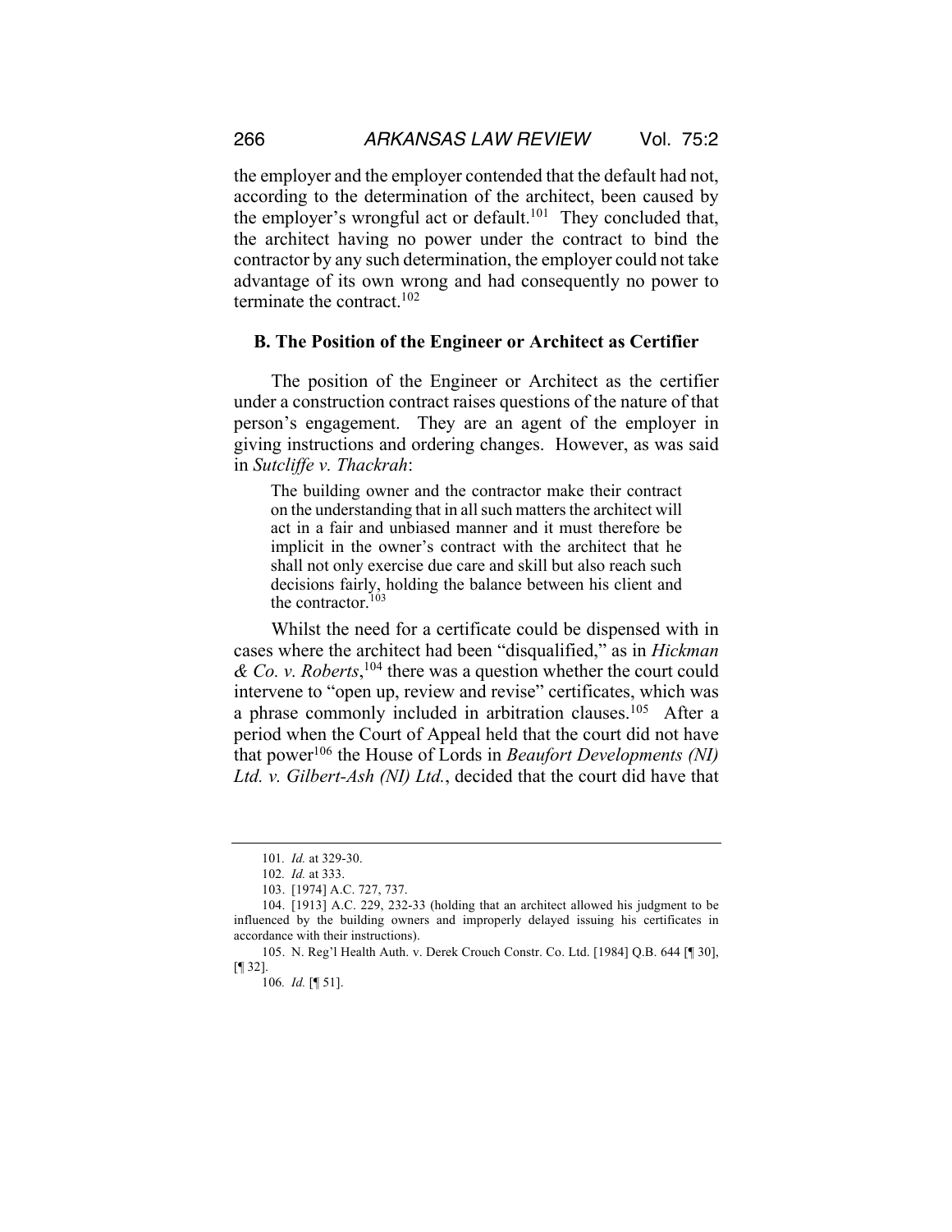the employer and the employer contended that the default had not, according to the determination of the architect, been caused by the employer's wrongful act or default.[101] They concluded that, the architect having no power under the contract to bind the contractor by any such determination, the employer could not take advantage of its own wrong and had consequently no power to terminate the contract.[102]

### B. The Position of the Engineer or Architect as Certifier

The position of the Engineer or Architect as the certifier under a construction contract raises questions of the nature of that person's engagement. They are an agent of the employer in giving instructions and ordering changes. However, as was said in *Sutcliffe v. Thackrah*:

> The building owner and the contractor make their contract on the understanding that in all such matters the architect will act in a fair and unbiased manner and it must therefore be implicit in the owner's contract with the architect that he shall not only exercise due care and skill but also reach such decisions fairly, holding the balance between his client and the contractor.[103]

Whilst the need for a certificate could be dispensed with in cases where the architect had been "disqualified," as in *Hickman & Co. v. Roberts*,[104] there was a question whether the court could intervene to "open up, review and revise" certificates, which was a phrase commonly included in arbitration clauses.[105] After a period when the Court of Appeal held that the court did not have that power[106] the House of Lords in *Beaufort Developments (NI) Ltd. v. Gilbert-Ash (NI) Ltd.*, decided that the court did have that

---

101. *Id.* at 329-30.

102. *Id.* at 333.

103. [1974] A.C. 727, 737.

104. [1913] A.C. 229, 232-33 (holding that an architect allowed his judgment to be influenced by the building owners and improperly delayed issuing his certificates in accordance with their instructions).

105. N. Reg'l Health Auth. v. Derek Crouch Constr. Co. Ltd. [1984] Q.B. 644 [¶ 30], [¶ 32].

106. *Id.* [¶ 51].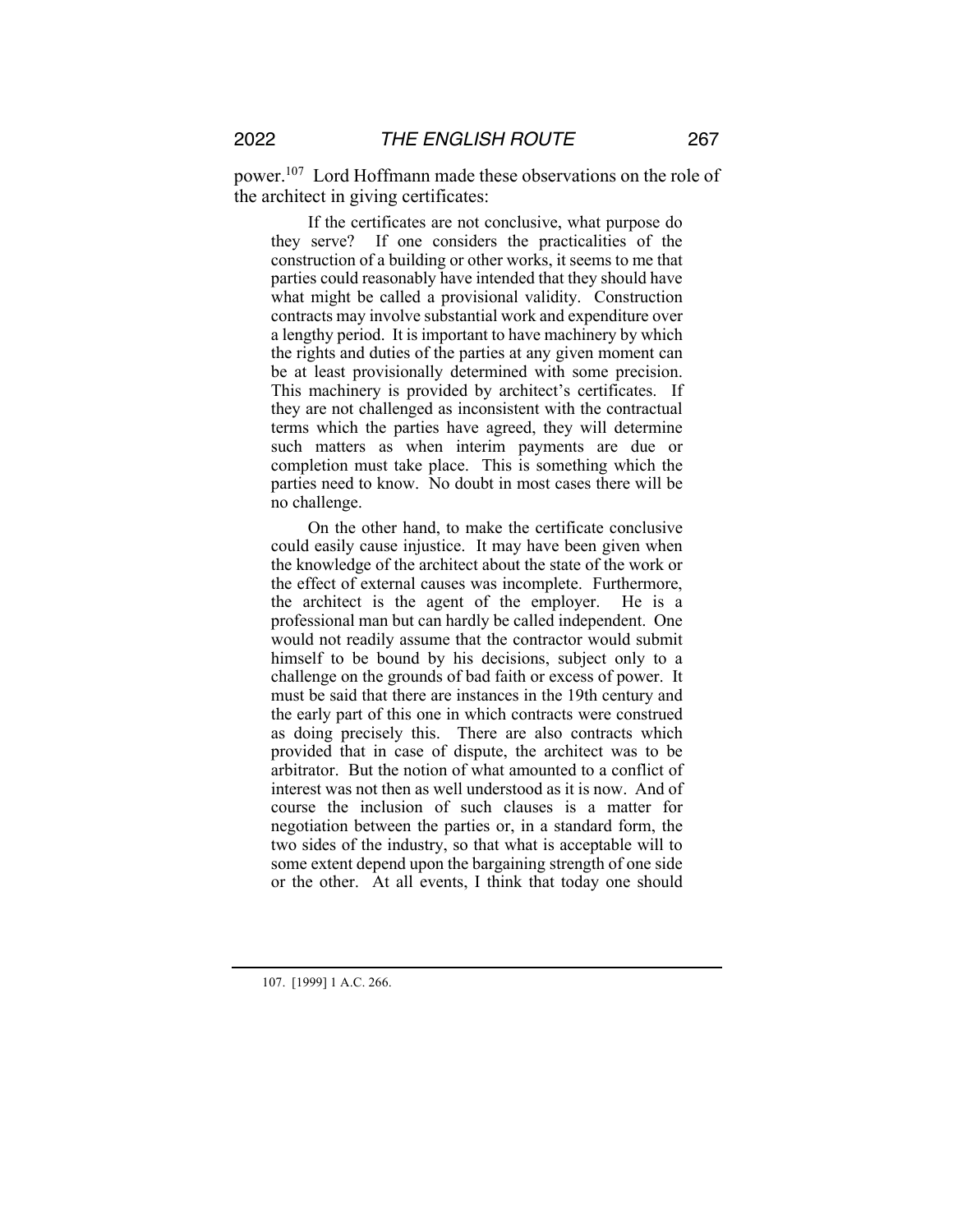power.[107] Lord Hoffmann made these observations on the role of the architect in giving certificates:

> If the certificates are not conclusive, what purpose do they serve? If one considers the practicalities of the construction of a building or other works, it seems to me that parties could reasonably have intended that they should have what might be called a provisional validity. Construction contracts may involve substantial work and expenditure over a lengthy period. It is important to have machinery by which the rights and duties of the parties at any given moment can be at least provisionally determined with some precision. This machinery is provided by architect's certificates. If they are not challenged as inconsistent with the contractual terms which the parties have agreed, they will determine such matters as when interim payments are due or completion must take place. This is something which the parties need to know. No doubt in most cases there will be no challenge.
>
> On the other hand, to make the certificate conclusive could easily cause injustice. It may have been given when the knowledge of the architect about the state of the work or the effect of external causes was incomplete. Furthermore, the architect is the agent of the employer. He is a professional man but can hardly be called independent. One would not readily assume that the contractor would submit himself to be bound by his decisions, subject only to a challenge on the grounds of bad faith or excess of power. It must be said that there are instances in the 19th century and the early part of this one in which contracts were construed as doing precisely this. There are also contracts which provided that in case of dispute, the architect was to be arbitrator. But the notion of what amounted to a conflict of interest was not then as well understood as it is now. And of course the inclusion of such clauses is a matter for negotiation between the parties or, in a standard form, the two sides of the industry, so that what is acceptable will to some extent depend upon the bargaining strength of one side or the other. At all events, I think that today one should

107. [1999] 1 A.C. 266.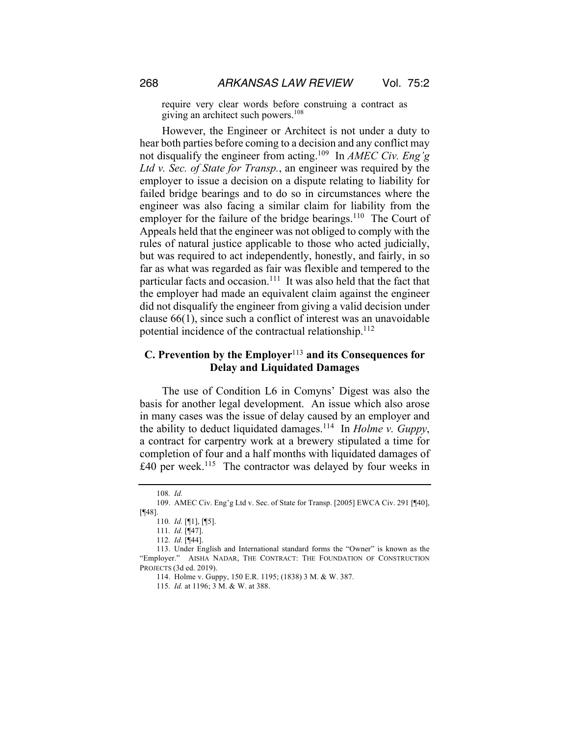require very clear words before construing a contract as giving an architect such powers.[108]

However, the Engineer or Architect is not under a duty to hear both parties before coming to a decision and any conflict may not disqualify the engineer from acting.[109] In *AMEC Civ. Eng'g Ltd v. Sec. of State for Transp.*, an engineer was required by the employer to issue a decision on a dispute relating to liability for failed bridge bearings and to do so in circumstances where the engineer was also facing a similar claim for liability from the employer for the failure of the bridge bearings.[110] The Court of Appeals held that the engineer was not obliged to comply with the rules of natural justice applicable to those who acted judicially, but was required to act independently, honestly, and fairly, in so far as what was regarded as fair was flexible and tempered to the particular facts and occasion.[111] It was also held that the fact that the employer had made an equivalent claim against the engineer did not disqualify the engineer from giving a valid decision under clause 66(1), since such a conflict of interest was an unavoidable potential incidence of the contractual relationship.[112]

### C. Prevention by the Employer[113] and its Consequences for Delay and Liquidated Damages

The use of Condition L6 in Comyns' Digest was also the basis for another legal development. An issue which also arose in many cases was the issue of delay caused by an employer and the ability to deduct liquidated damages.[114] In *Holme v. Guppy*, a contract for carpentry work at a brewery stipulated a time for completion of four and a half months with liquidated damages of £40 per week.[115] The contractor was delayed by four weeks in

108. *Id.*

109. AMEC Civ. Eng'g Ltd v. Sec. of State for Transp. [2005] EWCA Civ. 291 [¶40], [¶48].

110. *Id.* [¶1], [¶5].

111. *Id.* [¶47].

112. *Id.* [¶44].

113. Under English and International standard forms the "Owner" is known as the "Employer." AISHA NADAR, THE CONTRACT: THE FOUNDATION OF CONSTRUCTION PROJECTS (3d ed. 2019).

114. Holme v. Guppy, 150 E.R. 1195; (1838) 3 M. & W. 387.

115. *Id.* at 1196; 3 M. & W. at 388.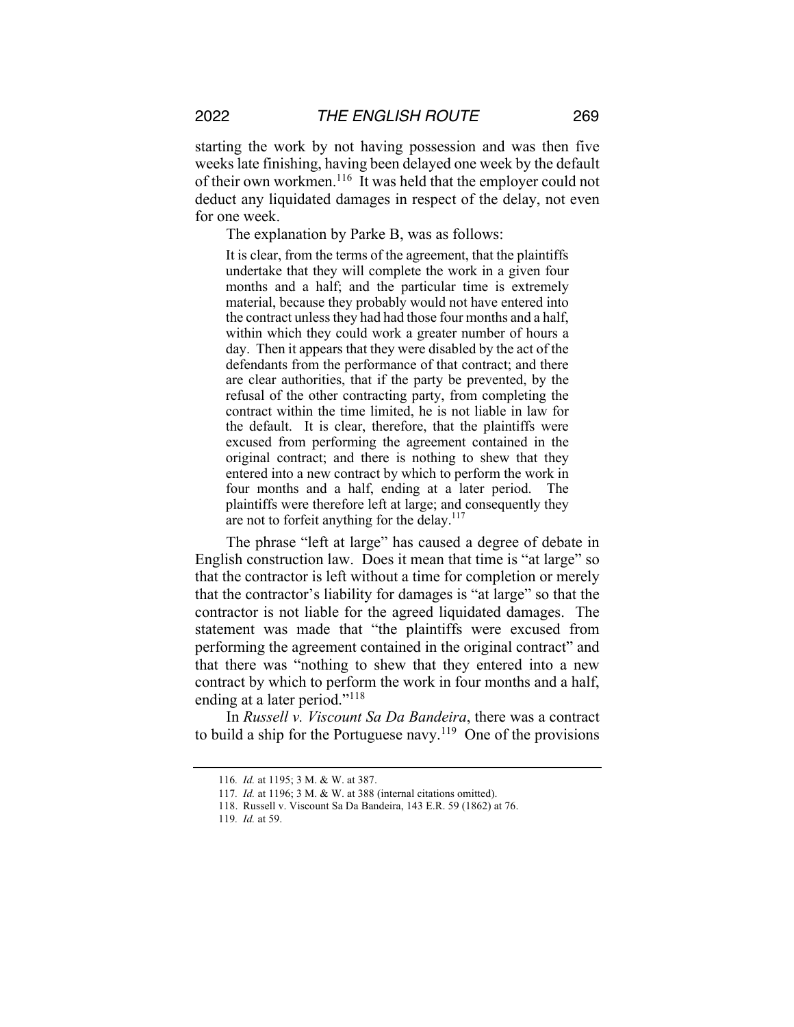starting the work by not having possession and was then five weeks late finishing, having been delayed one week by the default of their own workmen.[116] It was held that the employer could not deduct any liquidated damages in respect of the delay, not even for one week.

The explanation by Parke B, was as follows:

> It is clear, from the terms of the agreement, that the plaintiffs undertake that they will complete the work in a given four months and a half; and the particular time is extremely material, because they probably would not have entered into the contract unless they had had those four months and a half, within which they could work a greater number of hours a day. Then it appears that they were disabled by the act of the defendants from the performance of that contract; and there are clear authorities, that if the party be prevented, by the refusal of the other contracting party, from completing the contract within the time limited, he is not liable in law for the default. It is clear, therefore, that the plaintiffs were excused from performing the agreement contained in the original contract; and there is nothing to shew that they entered into a new contract by which to perform the work in four months and a half, ending at a later period. The plaintiffs were therefore left at large; and consequently they are not to forfeit anything for the delay.[117]

The phrase "left at large" has caused a degree of debate in English construction law. Does it mean that time is "at large" so that the contractor is left without a time for completion or merely that the contractor's liability for damages is "at large" so that the contractor is not liable for the agreed liquidated damages. The statement was made that "the plaintiffs were excused from performing the agreement contained in the original contract" and that there was "nothing to shew that they entered into a new contract by which to perform the work in four months and a half, ending at a later period."[118]

In *Russell v. Viscount Sa Da Bandeira*, there was a contract to build a ship for the Portuguese navy.[119] One of the provisions

---

116. *Id.* at 1195; 3 M. & W. at 387.

117. *Id.* at 1196; 3 M. & W. at 388 (internal citations omitted).

118. Russell v. Viscount Sa Da Bandeira, 143 E.R. 59 (1862) at 76.

119. *Id.* at 59.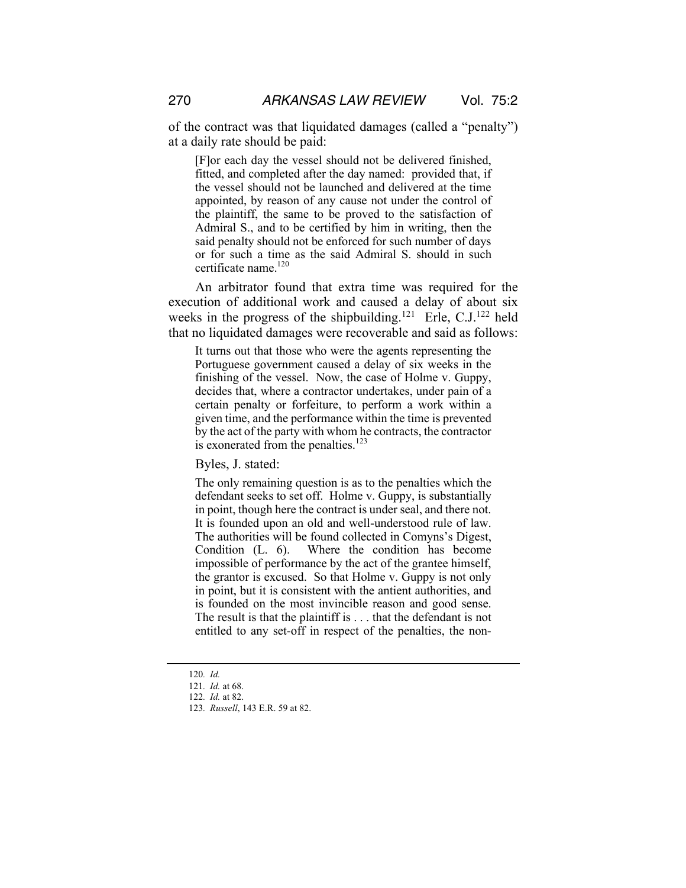of the contract was that liquidated damages (called a "penalty") at a daily rate should be paid:

> [F]or each day the vessel should not be delivered finished, fitted, and completed after the day named: provided that, if the vessel should not be launched and delivered at the time appointed, by reason of any cause not under the control of the plaintiff, the same to be proved to the satisfaction of Admiral S., and to be certified by him in writing, then the said penalty should not be enforced for such number of days or for such a time as the said Admiral S. should in such certificate name.[120]

An arbitrator found that extra time was required for the execution of additional work and caused a delay of about six weeks in the progress of the shipbuilding.[121] Erle, C.J.[122] held that no liquidated damages were recoverable and said as follows:

> It turns out that those who were the agents representing the Portuguese government caused a delay of six weeks in the finishing of the vessel. Now, the case of Holme v. Guppy, decides that, where a contractor undertakes, under pain of a certain penalty or forfeiture, to perform a work within a given time, and the performance within the time is prevented by the act of the party with whom he contracts, the contractor is exonerated from the penalties.[123]

Byles, J. stated:

> The only remaining question is as to the penalties which the defendant seeks to set off. Holme v. Guppy, is substantially in point, though here the contract is under seal, and there not. It is founded upon an old and well-understood rule of law. The authorities will be found collected in Comyns's Digest, Condition (L. 6). Where the condition has become impossible of performance by the act of the grantee himself, the grantor is excused. So that Holme v. Guppy is not only in point, but it is consistent with the antient authorities, and is founded on the most invincible reason and good sense. The result is that the plaintiff is . . . that the defendant is not entitled to any set-off in respect of the penalties, the non-

---

120. *Id.*

121. *Id.* at 68.

122. *Id.* at 82.

123. *Russell*, 143 E.R. 59 at 82.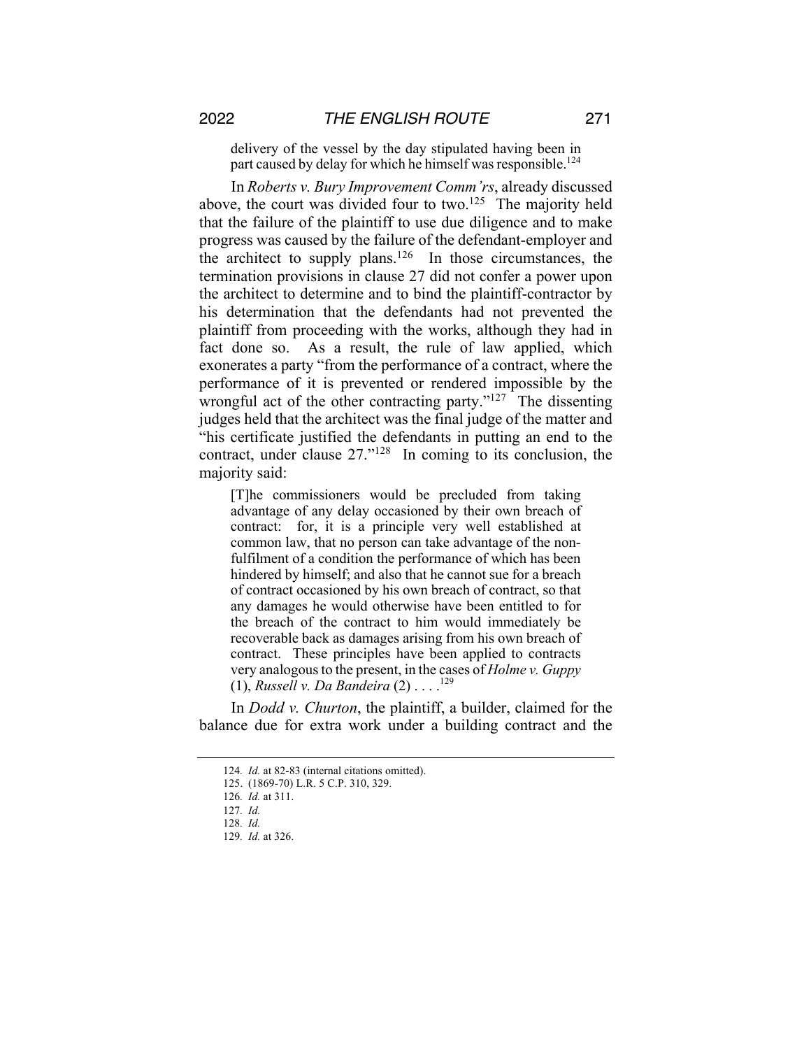> delivery of the vessel by the day stipulated having been in part caused by delay for which he himself was responsible.[124]

In *Roberts v. Bury Improvement Comm'rs*, already discussed above, the court was divided four to two.[125] The majority held that the failure of the plaintiff to use due diligence and to make progress was caused by the failure of the defendant-employer and the architect to supply plans.[126] In those circumstances, the termination provisions in clause 27 did not confer a power upon the architect to determine and to bind the plaintiff-contractor by his determination that the defendants had not prevented the plaintiff from proceeding with the works, although they had in fact done so. As a result, the rule of law applied, which exonerates a party "from the performance of a contract, where the performance of it is prevented or rendered impossible by the wrongful act of the other contracting party."[127] The dissenting judges held that the architect was the final judge of the matter and "his certificate justified the defendants in putting an end to the contract, under clause 27."[128] In coming to its conclusion, the majority said:

> [T]he commissioners would be precluded from taking advantage of any delay occasioned by their own breach of contract: for, it is a principle very well established at common law, that no person can take advantage of the non-fulfilment of a condition the performance of which has been hindered by himself; and also that he cannot sue for a breach of contract occasioned by his own breach of contract, so that any damages he would otherwise have been entitled to for the breach of the contract to him would immediately be recoverable back as damages arising from his own breach of contract. These principles have been applied to contracts very analogous to the present, in the cases of *Holme v. Guppy* (1), *Russell v. Da Bandeira* (2) . . . .[129]

In *Dodd v. Churton*, the plaintiff, a builder, claimed for the balance due for extra work under a building contract and the

---

124. *Id.* at 82-83 (internal citations omitted).
125. (1869-70) L.R. 5 C.P. 310, 329.
126. *Id.* at 311.
127. *Id.*
128. *Id.*
129. *Id.* at 326.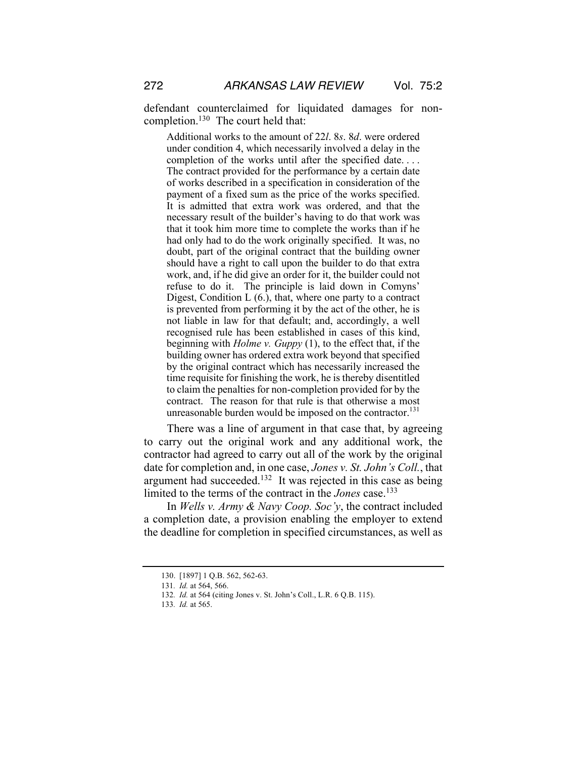defendant counterclaimed for liquidated damages for non-completion.[130] The court held that:

> Additional works to the amount of 22*l*. 8*s*. 8*d*. were ordered under condition 4, which necessarily involved a delay in the completion of the works until after the specified date. . . . The contract provided for the performance by a certain date of works described in a specification in consideration of the payment of a fixed sum as the price of the works specified. It is admitted that extra work was ordered, and that the necessary result of the builder's having to do that work was that it took him more time to complete the works than if he had only had to do the work originally specified. It was, no doubt, part of the original contract that the building owner should have a right to call upon the builder to do that extra work, and, if he did give an order for it, the builder could not refuse to do it. The principle is laid down in Comyns' Digest, Condition L (6.), that, where one party to a contract is prevented from performing it by the act of the other, he is not liable in law for that default; and, accordingly, a well recognised rule has been established in cases of this kind, beginning with *Holme v. Guppy* (1), to the effect that, if the building owner has ordered extra work beyond that specified by the original contract which has necessarily increased the time requisite for finishing the work, he is thereby disentitled to claim the penalties for non-completion provided for by the contract. The reason for that rule is that otherwise a most unreasonable burden would be imposed on the contractor.[131]

There was a line of argument in that case that, by agreeing to carry out the original work and any additional work, the contractor had agreed to carry out all of the work by the original date for completion and, in one case, *Jones v. St. John's Coll.*, that argument had succeeded.[132] It was rejected in this case as being limited to the terms of the contract in the *Jones* case.[133]

In *Wells v. Army & Navy Coop. Soc'y*, the contract included a completion date, a provision enabling the employer to extend the deadline for completion in specified circumstances, as well as

---

130. [1897] 1 Q.B. 562, 562-63.

131. *Id.* at 564, 566.

132. *Id.* at 564 (citing Jones v. St. John's Coll., L.R. 6 Q.B. 115).

133. *Id.* at 565.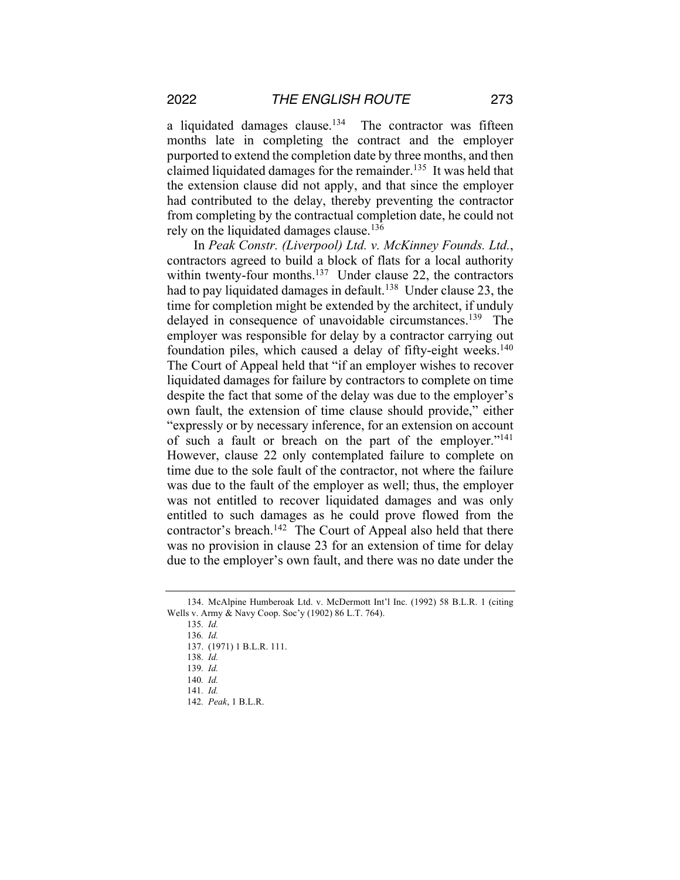a liquidated damages clause.[134] The contractor was fifteen months late in completing the contract and the employer purported to extend the completion date by three months, and then claimed liquidated damages for the remainder.[135] It was held that the extension clause did not apply, and that since the employer had contributed to the delay, thereby preventing the contractor from completing by the contractual completion date, he could not rely on the liquidated damages clause.[136]

In *Peak Constr. (Liverpool) Ltd. v. McKinney Founds. Ltd.*, contractors agreed to build a block of flats for a local authority within twenty-four months.[137] Under clause 22, the contractors had to pay liquidated damages in default.[138] Under clause 23, the time for completion might be extended by the architect, if unduly delayed in consequence of unavoidable circumstances.[139] The employer was responsible for delay by a contractor carrying out foundation piles, which caused a delay of fifty-eight weeks.[140] The Court of Appeal held that "if an employer wishes to recover liquidated damages for failure by contractors to complete on time despite the fact that some of the delay was due to the employer's own fault, the extension of time clause should provide," either "expressly or by necessary inference, for an extension on account of such a fault or breach on the part of the employer."[141] However, clause 22 only contemplated failure to complete on time due to the sole fault of the contractor, not where the failure was due to the fault of the employer as well; thus, the employer was not entitled to recover liquidated damages and was only entitled to such damages as he could prove flowed from the contractor's breach.[142] The Court of Appeal also held that there was no provision in clause 23 for an extension of time for delay due to the employer's own fault, and there was no date under the

---

134. McAlpine Humberoak Ltd. v. McDermott Int'l Inc. (1992) 58 B.L.R. 1 (citing Wells v. Army & Navy Coop. Soc'y (1902) 86 L.T. 764).

135. *Id.*

136. *Id.*

137. (1971) 1 B.L.R. 111.

138. *Id.*

139. *Id.*

140. *Id.*

141. *Id.*

142. *Peak*, 1 B.L.R.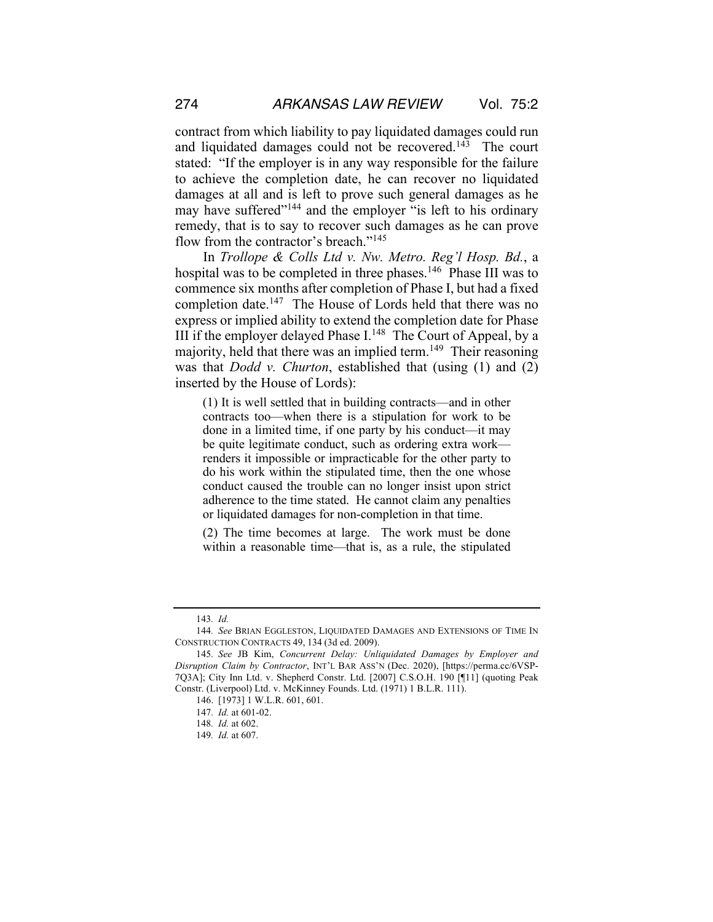contract from which liability to pay liquidated damages could run and liquidated damages could not be recovered.[143] The court stated: "If the employer is in any way responsible for the failure to achieve the completion date, he can recover no liquidated damages at all and is left to prove such general damages as he may have suffered"[144] and the employer "is left to his ordinary remedy, that is to say to recover such damages as he can prove flow from the contractor's breach."[145]

In *Trollope & Colls Ltd v. Nw. Metro. Reg'l Hosp. Bd.*, a hospital was to be completed in three phases.[146] Phase III was to commence six months after completion of Phase I, but had a fixed completion date.[147] The House of Lords held that there was no express or implied ability to extend the completion date for Phase III if the employer delayed Phase I.[148] The Court of Appeal, by a majority, held that there was an implied term.[149] Their reasoning was that *Dodd v. Churton*, established that (using (1) and (2) inserted by the House of Lords):

> (1) It is well settled that in building contracts—and in other contracts too—when there is a stipulation for work to be done in a limited time, if one party by his conduct—it may be quite legitimate conduct, such as ordering extra work—renders it impossible or impracticable for the other party to do his work within the stipulated time, then the one whose conduct caused the trouble can no longer insist upon strict adherence to the time stated. He cannot claim any penalties or liquidated damages for non-completion in that time.
>
> (2) The time becomes at large. The work must be done within a reasonable time—that is, as a rule, the stipulated

---

143. *Id.*

144. *See* BRIAN EGGLESTON, LIQUIDATED DAMAGES AND EXTENSIONS OF TIME IN CONSTRUCTION CONTRACTS 49, 134 (3d ed. 2009).

145. *See* JB Kim, *Concurrent Delay: Unliquidated Damages by Employer and Disruption Claim by Contractor*, INT'L BAR ASS'N (Dec. 2020), [https://perma.cc/6VSP-7Q3A]; City Inn Ltd. v. Shepherd Constr. Ltd. [2007] C.S.O.H. 190 [¶11] (quoting Peak Constr. (Liverpool) Ltd. v. McKinney Founds. Ltd. (1971) 1 B.L.R. 111).

146. [1973] 1 W.L.R. 601, 601.

147. *Id.* at 601-02.

148. *Id.* at 602.

149. *Id.* at 607.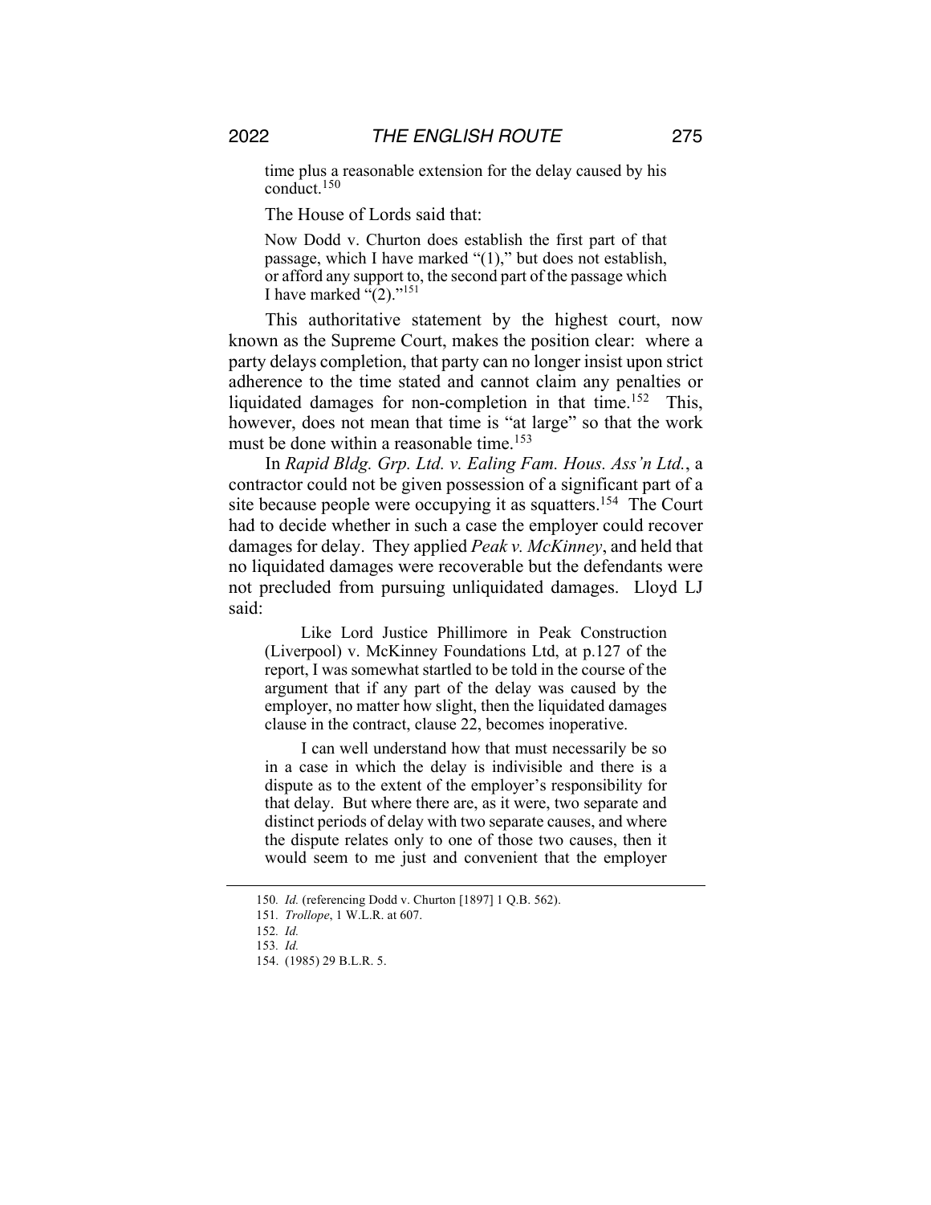> time plus a reasonable extension for the delay caused by his conduct.[150]

The House of Lords said that:

> Now Dodd v. Churton does establish the first part of that passage, which I have marked "(1)," but does not establish, or afford any support to, the second part of the passage which I have marked "(2)."[151]

This authoritative statement by the highest court, now known as the Supreme Court, makes the position clear: where a party delays completion, that party can no longer insist upon strict adherence to the time stated and cannot claim any penalties or liquidated damages for non-completion in that time.[152] This, however, does not mean that time is "at large" so that the work must be done within a reasonable time.[153]

In *Rapid Bldg. Grp. Ltd. v. Ealing Fam. Hous. Ass'n Ltd.*, a contractor could not be given possession of a significant part of a site because people were occupying it as squatters.[154] The Court had to decide whether in such a case the employer could recover damages for delay. They applied *Peak v. McKinney*, and held that no liquidated damages were recoverable but the defendants were not precluded from pursuing unliquidated damages. Lloyd LJ said:

> Like Lord Justice Phillimore in Peak Construction (Liverpool) v. McKinney Foundations Ltd, at p.127 of the report, I was somewhat startled to be told in the course of the argument that if any part of the delay was caused by the employer, no matter how slight, then the liquidated damages clause in the contract, clause 22, becomes inoperative.
>
> I can well understand how that must necessarily be so in a case in which the delay is indivisible and there is a dispute as to the extent of the employer's responsibility for that delay. But where there are, as it were, two separate and distinct periods of delay with two separate causes, and where the dispute relates only to one of those two causes, then it would seem to me just and convenient that the employer

150. *Id.* (referencing Dodd v. Churton [1897] 1 Q.B. 562).

151. *Trollope*, 1 W.L.R. at 607.

152. *Id.*

153. *Id.*

154. (1985) 29 B.L.R. 5.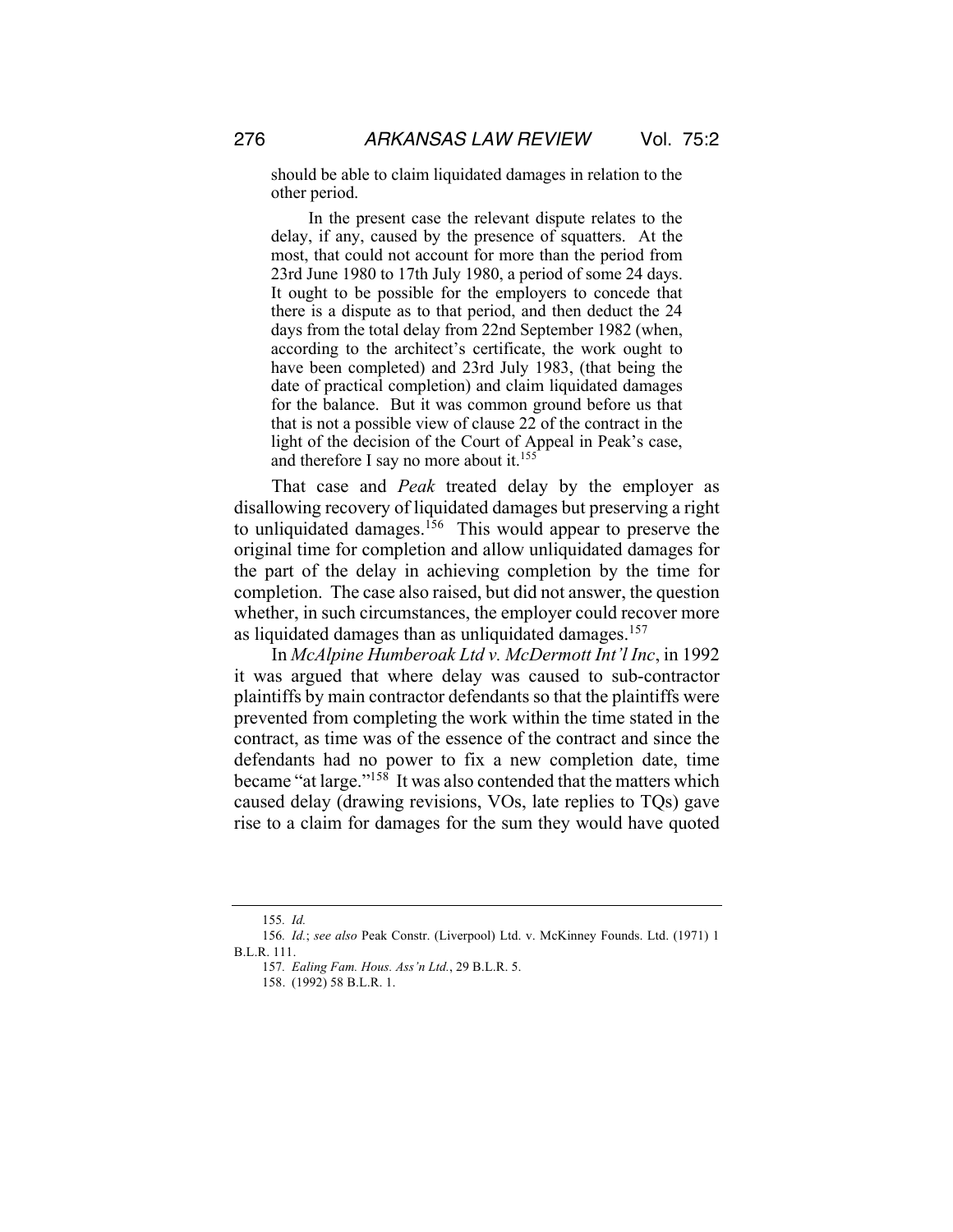should be able to claim liquidated damages in relation to the other period.

> In the present case the relevant dispute relates to the delay, if any, caused by the presence of squatters. At the most, that could not account for more than the period from 23rd June 1980 to 17th July 1980, a period of some 24 days. It ought to be possible for the employers to concede that there is a dispute as to that period, and then deduct the 24 days from the total delay from 22nd September 1982 (when, according to the architect's certificate, the work ought to have been completed) and 23rd July 1983, (that being the date of practical completion) and claim liquidated damages for the balance. But it was common ground before us that that is not a possible view of clause 22 of the contract in the light of the decision of the Court of Appeal in Peak's case, and therefore I say no more about it.[155]

That case and *Peak* treated delay by the employer as disallowing recovery of liquidated damages but preserving a right to unliquidated damages.[156] This would appear to preserve the original time for completion and allow unliquidated damages for the part of the delay in achieving completion by the time for completion. The case also raised, but did not answer, the question whether, in such circumstances, the employer could recover more as liquidated damages than as unliquidated damages.[157]

In *McAlpine Humberoak Ltd v. McDermott Int'l Inc*, in 1992 it was argued that where delay was caused to sub-contractor plaintiffs by main contractor defendants so that the plaintiffs were prevented from completing the work within the time stated in the contract, as time was of the essence of the contract and since the defendants had no power to fix a new completion date, time became "at large."[158] It was also contended that the matters which caused delay (drawing revisions, VOs, late replies to TQs) gave rise to a claim for damages for the sum they would have quoted

---

155. *Id.*

156. *Id.*; *see also* Peak Constr. (Liverpool) Ltd. v. McKinney Founds. Ltd. (1971) 1 B.L.R. 111.

157. *Ealing Fam. Hous. Ass'n Ltd.*, 29 B.L.R. 5.

158. (1992) 58 B.L.R. 1.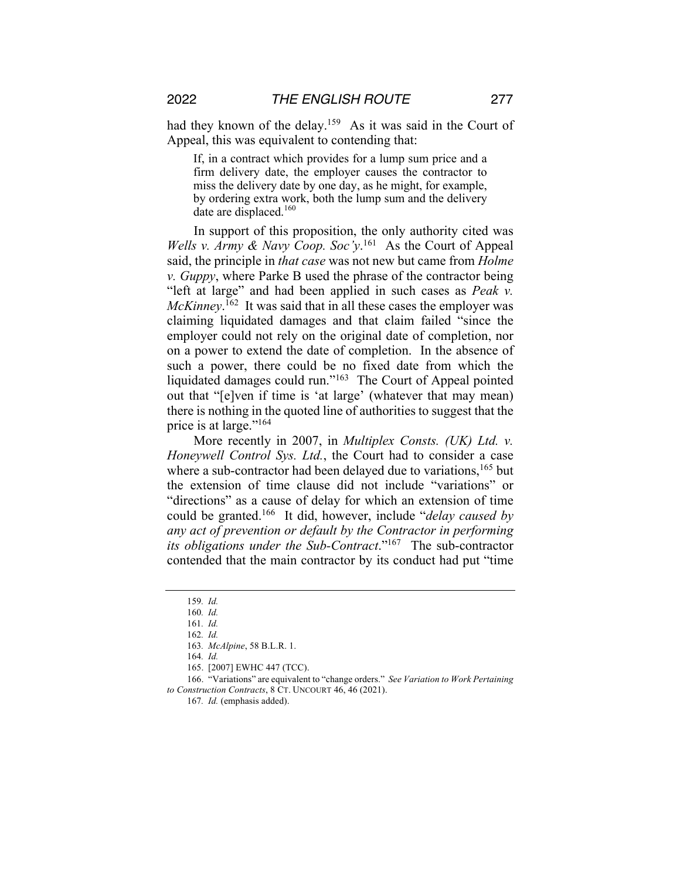had they known of the delay.[159] As it was said in the Court of Appeal, this was equivalent to contending that:

> If, in a contract which provides for a lump sum price and a firm delivery date, the employer causes the contractor to miss the delivery date by one day, as he might, for example, by ordering extra work, both the lump sum and the delivery date are displaced.[160]

In support of this proposition, the only authority cited was *Wells v. Army & Navy Coop. Soc'y*.[161] As the Court of Appeal said, the principle in *that case* was not new but came from *Holme v. Guppy*, where Parke B used the phrase of the contractor being "left at large" and had been applied in such cases as *Peak v. McKinney*.[162] It was said that in all these cases the employer was claiming liquidated damages and that claim failed "since the employer could not rely on the original date of completion, nor on a power to extend the date of completion. In the absence of such a power, there could be no fixed date from which the liquidated damages could run."[163] The Court of Appeal pointed out that "[e]ven if time is 'at large' (whatever that may mean) there is nothing in the quoted line of authorities to suggest that the price is at large."[164]

More recently in 2007, in *Multiplex Consts. (UK) Ltd. v. Honeywell Control Sys. Ltd.*, the Court had to consider a case where a sub-contractor had been delayed due to variations,[165] but the extension of time clause did not include "variations" or "directions" as a cause of delay for which an extension of time could be granted.[166] It did, however, include "*delay caused by any act of prevention or default by the Contractor in performing its obligations under the Sub-Contract*."[167] The sub-contractor contended that the main contractor by its conduct had put "time

---

159. *Id.*

160. *Id.*

161. *Id.*

162. *Id.*

163. *McAlpine*, 58 B.L.R. 1.

164. *Id.*

165. [2007] EWHC 447 (TCC).

166. "Variations" are equivalent to "change orders." *See Variation to Work Pertaining to Construction Contracts*, 8 CT. UNCOURT 46, 46 (2021).

167. *Id.* (emphasis added).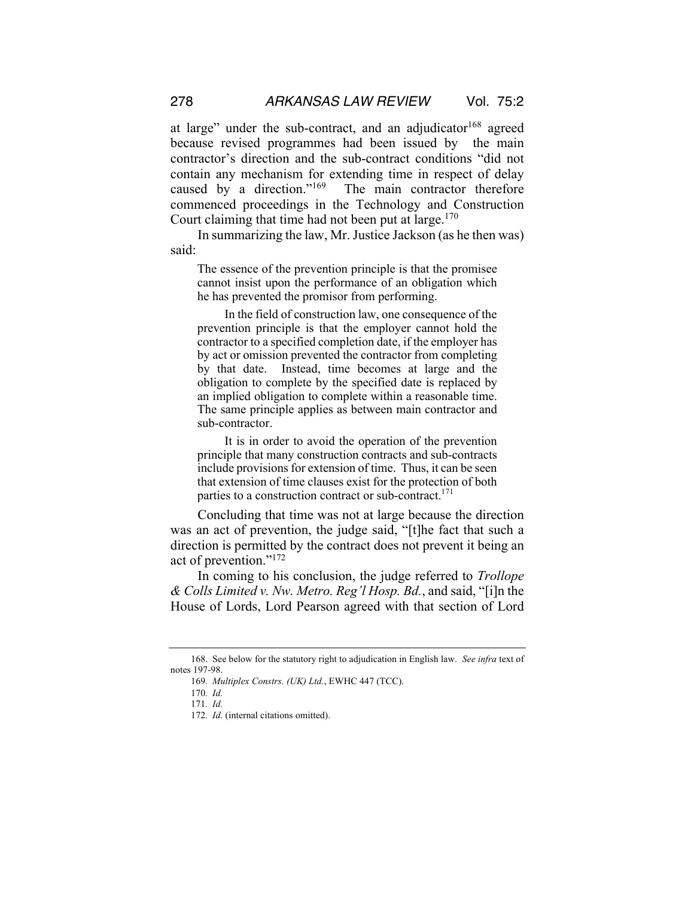at large" under the sub-contract, and an adjudicator[168] agreed because revised programmes had been issued by the main contractor's direction and the sub-contract conditions "did not contain any mechanism for extending time in respect of delay caused by a direction."[169] The main contractor therefore commenced proceedings in the Technology and Construction Court claiming that time had not been put at large.[170]

In summarizing the law, Mr. Justice Jackson (as he then was) said:

> The essence of the prevention principle is that the promisee cannot insist upon the performance of an obligation which he has prevented the promisor from performing.
>
> In the field of construction law, one consequence of the prevention principle is that the employer cannot hold the contractor to a specified completion date, if the employer has by act or omission prevented the contractor from completing by that date. Instead, time becomes at large and the obligation to complete by the specified date is replaced by an implied obligation to complete within a reasonable time. The same principle applies as between main contractor and sub-contractor.
>
> It is in order to avoid the operation of the prevention principle that many construction contracts and sub-contracts include provisions for extension of time. Thus, it can be seen that extension of time clauses exist for the protection of both parties to a construction contract or sub-contract.[171]

Concluding that time was not at large because the direction was an act of prevention, the judge said, "[t]he fact that such a direction is permitted by the contract does not prevent it being an act of prevention."[172]

In coming to his conclusion, the judge referred to *Trollope & Colls Limited v. Nw. Metro. Reg'l Hosp. Bd.*, and said, "[i]n the House of Lords, Lord Pearson agreed with that section of Lord

---

168. See below for the statutory right to adjudication in English law. *See infra* text of notes 197-98.

169. *Multiplex Constrs. (UK) Ltd.*, EWHC 447 (TCC).

170. *Id.*

171. *Id.*

172. *Id.* (internal citations omitted).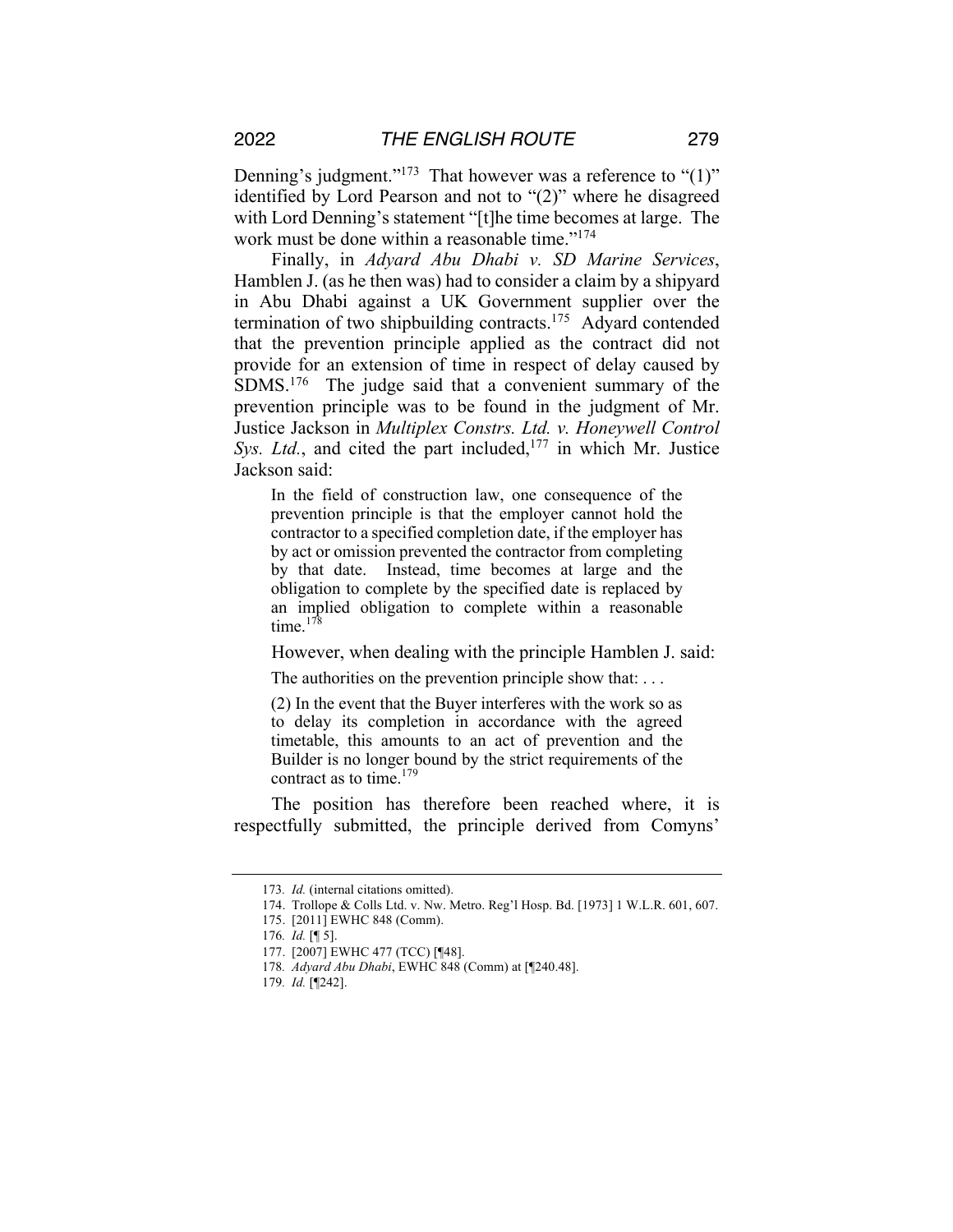Denning's judgment."[173] That however was a reference to "(1)" identified by Lord Pearson and not to "(2)" where he disagreed with Lord Denning's statement "[t]he time becomes at large. The work must be done within a reasonable time."[174]

Finally, in *Adyard Abu Dhabi v. SD Marine Services*, Hamblen J. (as he then was) had to consider a claim by a shipyard in Abu Dhabi against a UK Government supplier over the termination of two shipbuilding contracts.[175] Adyard contended that the prevention principle applied as the contract did not provide for an extension of time in respect of delay caused by SDMS.[176] The judge said that a convenient summary of the prevention principle was to be found in the judgment of Mr. Justice Jackson in *Multiplex Constrs. Ltd. v. Honeywell Control Sys. Ltd.*, and cited the part included,[177] in which Mr. Justice Jackson said:

> In the field of construction law, one consequence of the prevention principle is that the employer cannot hold the contractor to a specified completion date, if the employer has by act or omission prevented the contractor from completing by that date. Instead, time becomes at large and the obligation to complete by the specified date is replaced by an implied obligation to complete within a reasonable time.[178]

However, when dealing with the principle Hamblen J. said:

> The authorities on the prevention principle show that: . . .
>
> (2) In the event that the Buyer interferes with the work so as to delay its completion in accordance with the agreed timetable, this amounts to an act of prevention and the Builder is no longer bound by the strict requirements of the contract as to time.[179]

The position has therefore been reached where, it is respectfully submitted, the principle derived from Comyns'

---

173. *Id.* (internal citations omitted).

174. Trollope & Colls Ltd. v. Nw. Metro. Reg'l Hosp. Bd. [1973] 1 W.L.R. 601, 607.

175. [2011] EWHC 848 (Comm).

176. *Id.* [¶ 5].

177. [2007] EWHC 477 (TCC) [¶48].

178. *Adyard Abu Dhabi*, EWHC 848 (Comm) at [¶240.48].

179. *Id.* [¶242].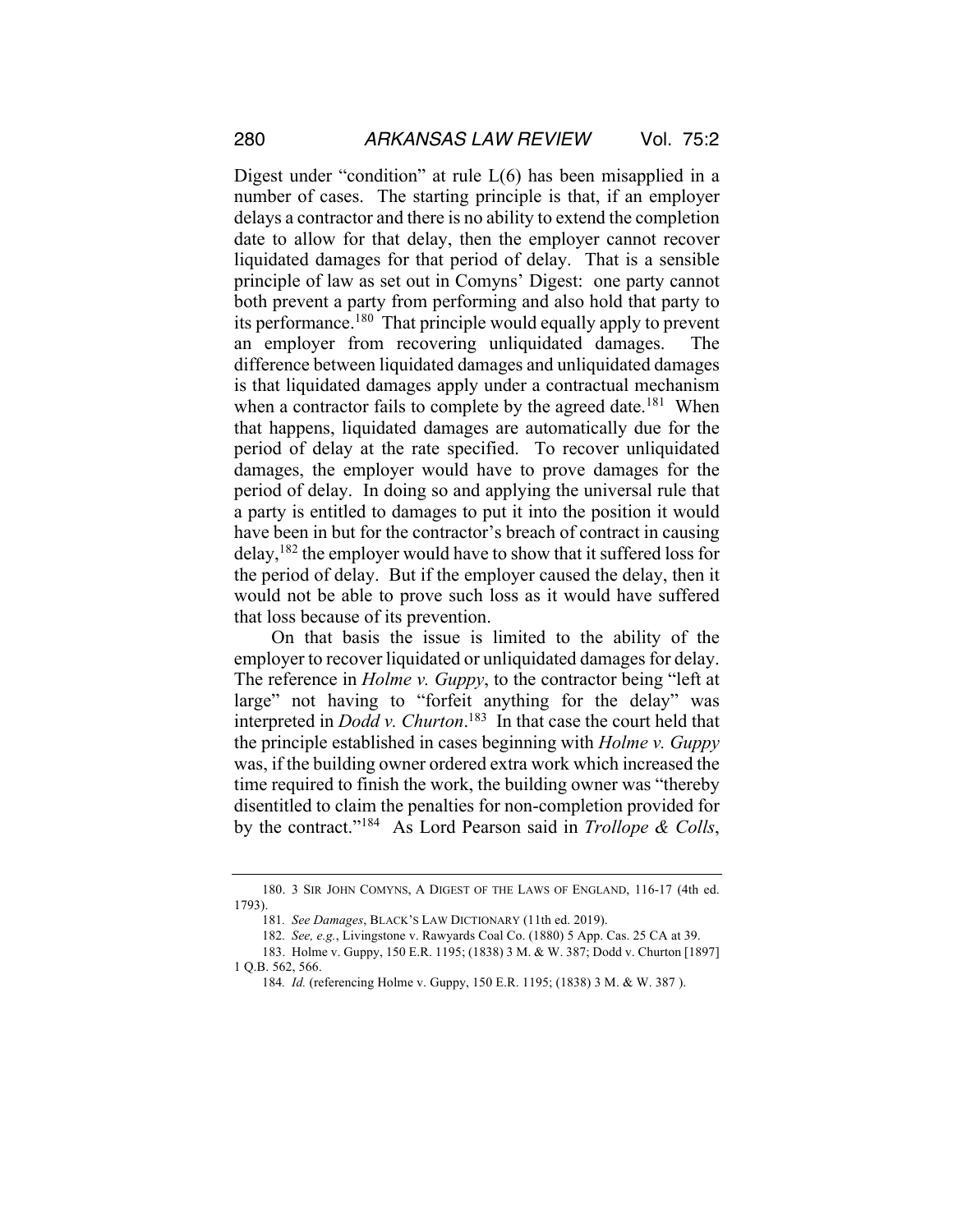Digest under "condition" at rule L(6) has been misapplied in a number of cases. The starting principle is that, if an employer delays a contractor and there is no ability to extend the completion date to allow for that delay, then the employer cannot recover liquidated damages for that period of delay. That is a sensible principle of law as set out in Comyns' Digest: one party cannot both prevent a party from performing and also hold that party to its performance.[180] That principle would equally apply to prevent an employer from recovering unliquidated damages. The difference between liquidated damages and unliquidated damages is that liquidated damages apply under a contractual mechanism when a contractor fails to complete by the agreed date.[181] When that happens, liquidated damages are automatically due for the period of delay at the rate specified. To recover unliquidated damages, the employer would have to prove damages for the period of delay. In doing so and applying the universal rule that a party is entitled to damages to put it into the position it would have been in but for the contractor's breach of contract in causing delay,[182] the employer would have to show that it suffered loss for the period of delay. But if the employer caused the delay, then it would not be able to prove such loss as it would have suffered that loss because of its prevention.

On that basis the issue is limited to the ability of the employer to recover liquidated or unliquidated damages for delay. The reference in *Holme v. Guppy*, to the contractor being "left at large" not having to "forfeit anything for the delay" was interpreted in *Dodd v. Churton*.[183] In that case the court held that the principle established in cases beginning with *Holme v. Guppy* was, if the building owner ordered extra work which increased the time required to finish the work, the building owner was "thereby disentitled to claim the penalties for non-completion provided for by the contract."[184] As Lord Pearson said in *Trollope & Colls*,

---

180. 3 SIR JOHN COMYNS, A DIGEST OF THE LAWS OF ENGLAND, 116-17 (4th ed. 1793).

181. *See Damages*, BLACK'S LAW DICTIONARY (11th ed. 2019).

182. *See, e.g.*, Livingstone v. Rawyards Coal Co. (1880) 5 App. Cas. 25 CA at 39.

183. Holme v. Guppy, 150 E.R. 1195; (1838) 3 M. & W. 387; Dodd v. Churton [1897] 1 Q.B. 562, 566.

184. *Id.* (referencing Holme v. Guppy, 150 E.R. 1195; (1838) 3 M. & W. 387 ).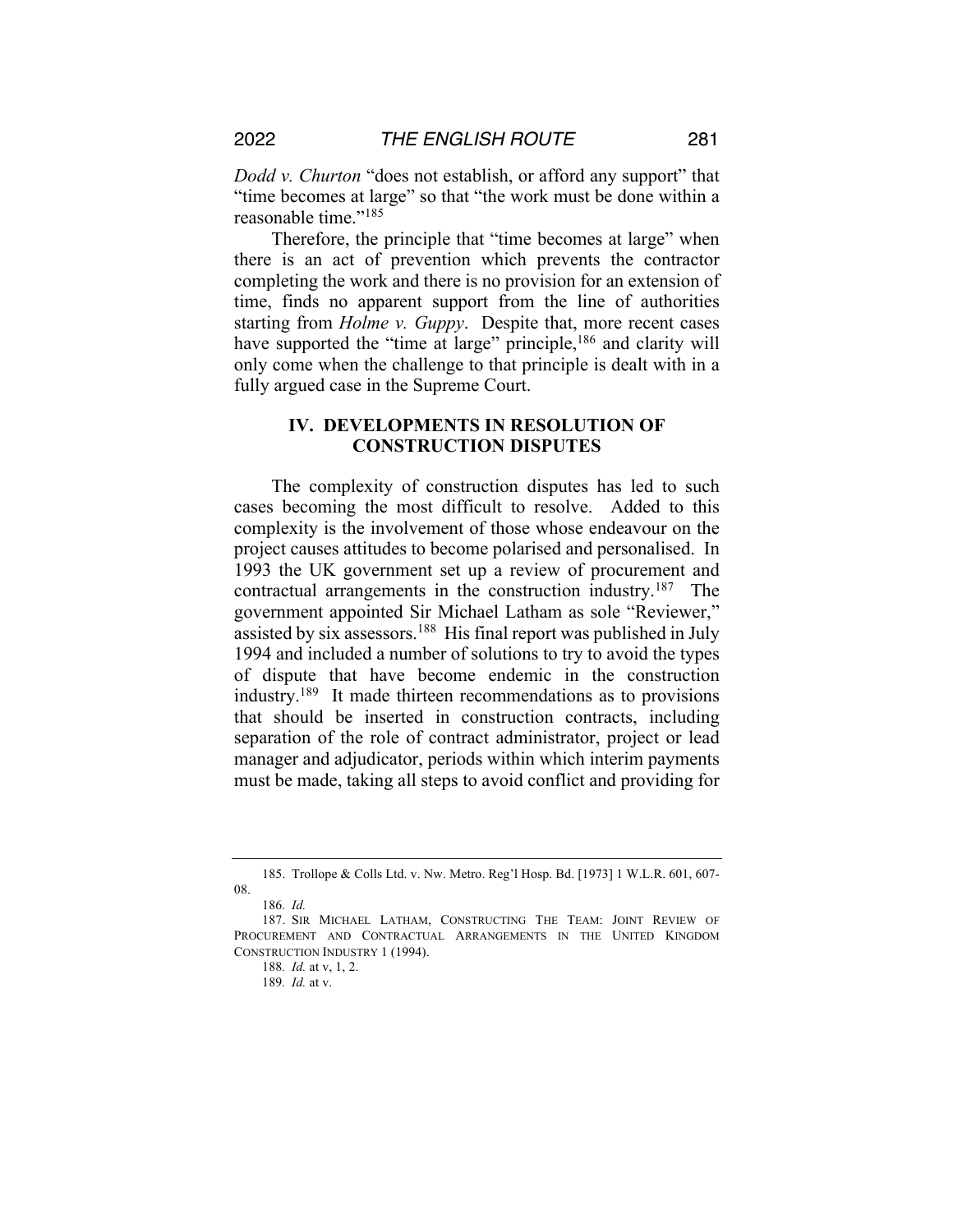*Dodd v. Churton* "does not establish, or afford any support" that "time becomes at large" so that "the work must be done within a reasonable time."[185]

Therefore, the principle that "time becomes at large" when there is an act of prevention which prevents the contractor completing the work and there is no provision for an extension of time, finds no apparent support from the line of authorities starting from *Holme v. Guppy*. Despite that, more recent cases have supported the "time at large" principle,[186] and clarity will only come when the challenge to that principle is dealt with in a fully argued case in the Supreme Court.

## IV. DEVELOPMENTS IN RESOLUTION OF CONSTRUCTION DISPUTES

The complexity of construction disputes has led to such cases becoming the most difficult to resolve. Added to this complexity is the involvement of those whose endeavour on the project causes attitudes to become polarised and personalised. In 1993 the UK government set up a review of procurement and contractual arrangements in the construction industry.[187] The government appointed Sir Michael Latham as sole "Reviewer," assisted by six assessors.[188] His final report was published in July 1994 and included a number of solutions to try to avoid the types of dispute that have become endemic in the construction industry.[189] It made thirteen recommendations as to provisions that should be inserted in construction contracts, including separation of the role of contract administrator, project or lead manager and adjudicator, periods within which interim payments must be made, taking all steps to avoid conflict and providing for

---

185. Trollope & Colls Ltd. v. Nw. Metro. Reg'l Hosp. Bd. [1973] 1 W.L.R. 601, 607-08.

186. *Id.*

187. SIR MICHAEL LATHAM, CONSTRUCTING THE TEAM: JOINT REVIEW OF PROCUREMENT AND CONTRACTUAL ARRANGEMENTS IN THE UNITED KINGDOM CONSTRUCTION INDUSTRY 1 (1994).

188. *Id.* at v, 1, 2.

189. *Id.* at v.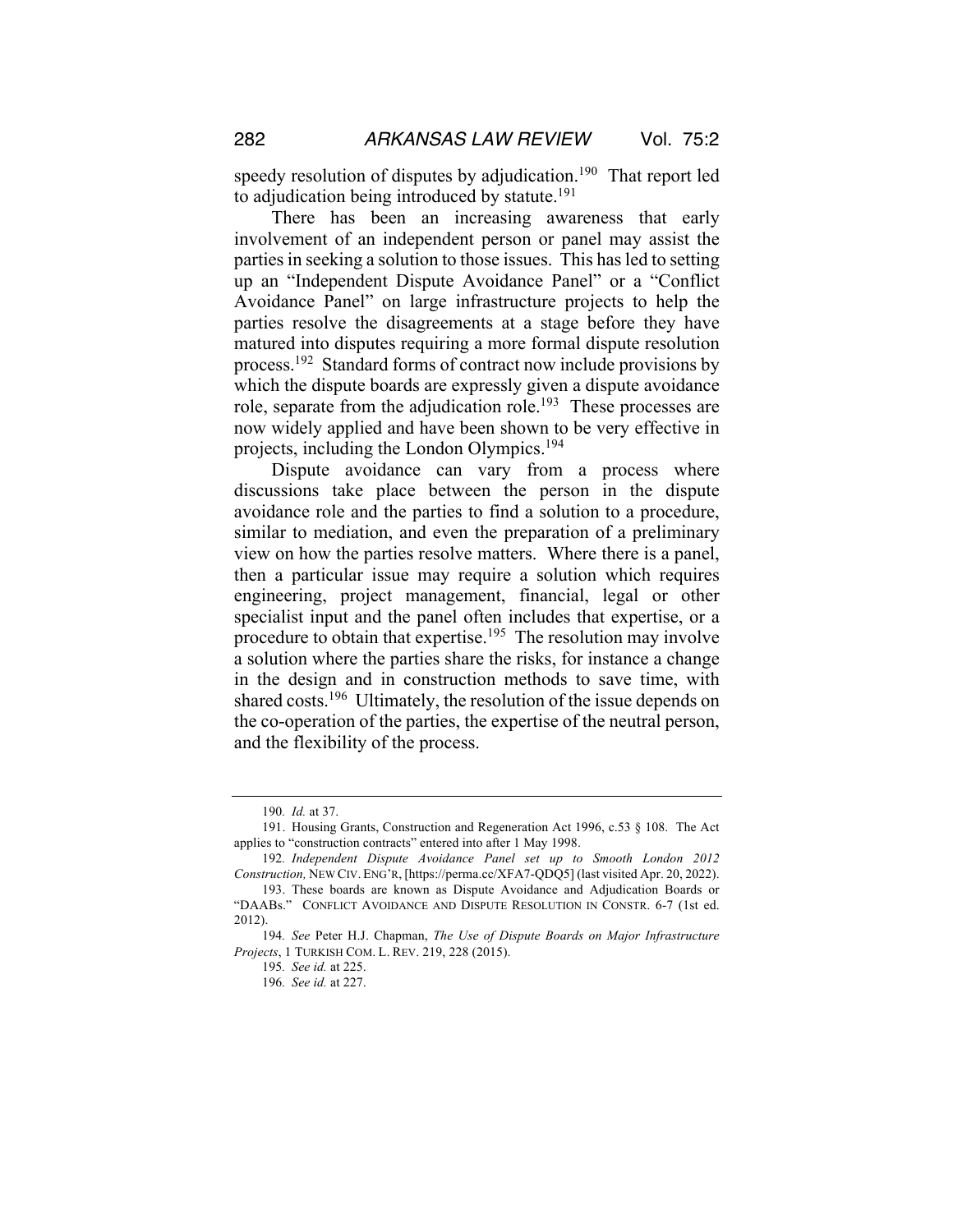speedy resolution of disputes by adjudication.[190] That report led to adjudication being introduced by statute.[191]

There has been an increasing awareness that early involvement of an independent person or panel may assist the parties in seeking a solution to those issues. This has led to setting up an "Independent Dispute Avoidance Panel" or a "Conflict Avoidance Panel" on large infrastructure projects to help the parties resolve the disagreements at a stage before they have matured into disputes requiring a more formal dispute resolution process.[192] Standard forms of contract now include provisions by which the dispute boards are expressly given a dispute avoidance role, separate from the adjudication role.[193] These processes are now widely applied and have been shown to be very effective in projects, including the London Olympics.[194]

Dispute avoidance can vary from a process where discussions take place between the person in the dispute avoidance role and the parties to find a solution to a procedure, similar to mediation, and even the preparation of a preliminary view on how the parties resolve matters. Where there is a panel, then a particular issue may require a solution which requires engineering, project management, financial, legal or other specialist input and the panel often includes that expertise, or a procedure to obtain that expertise.[195] The resolution may involve a solution where the parties share the risks, for instance a change in the design and in construction methods to save time, with shared costs.[196] Ultimately, the resolution of the issue depends on the co-operation of the parties, the expertise of the neutral person, and the flexibility of the process.

---

190. *Id.* at 37.

191. Housing Grants, Construction and Regeneration Act 1996, c.53 § 108. The Act applies to "construction contracts" entered into after 1 May 1998.

192. *Independent Dispute Avoidance Panel set up to Smooth London 2012 Construction,* NEW CIV. ENG'R, [https://perma.cc/XFA7-QDQ5] (last visited Apr. 20, 2022).

193. These boards are known as Dispute Avoidance and Adjudication Boards or "DAABs." CONFLICT AVOIDANCE AND DISPUTE RESOLUTION IN CONSTR. 6-7 (1st ed. 2012).

194. *See* Peter H.J. Chapman, *The Use of Dispute Boards on Major Infrastructure Projects*, 1 TURKISH COM. L. REV. 219, 228 (2015).

195. *See id.* at 225.

196. *See id.* at 227.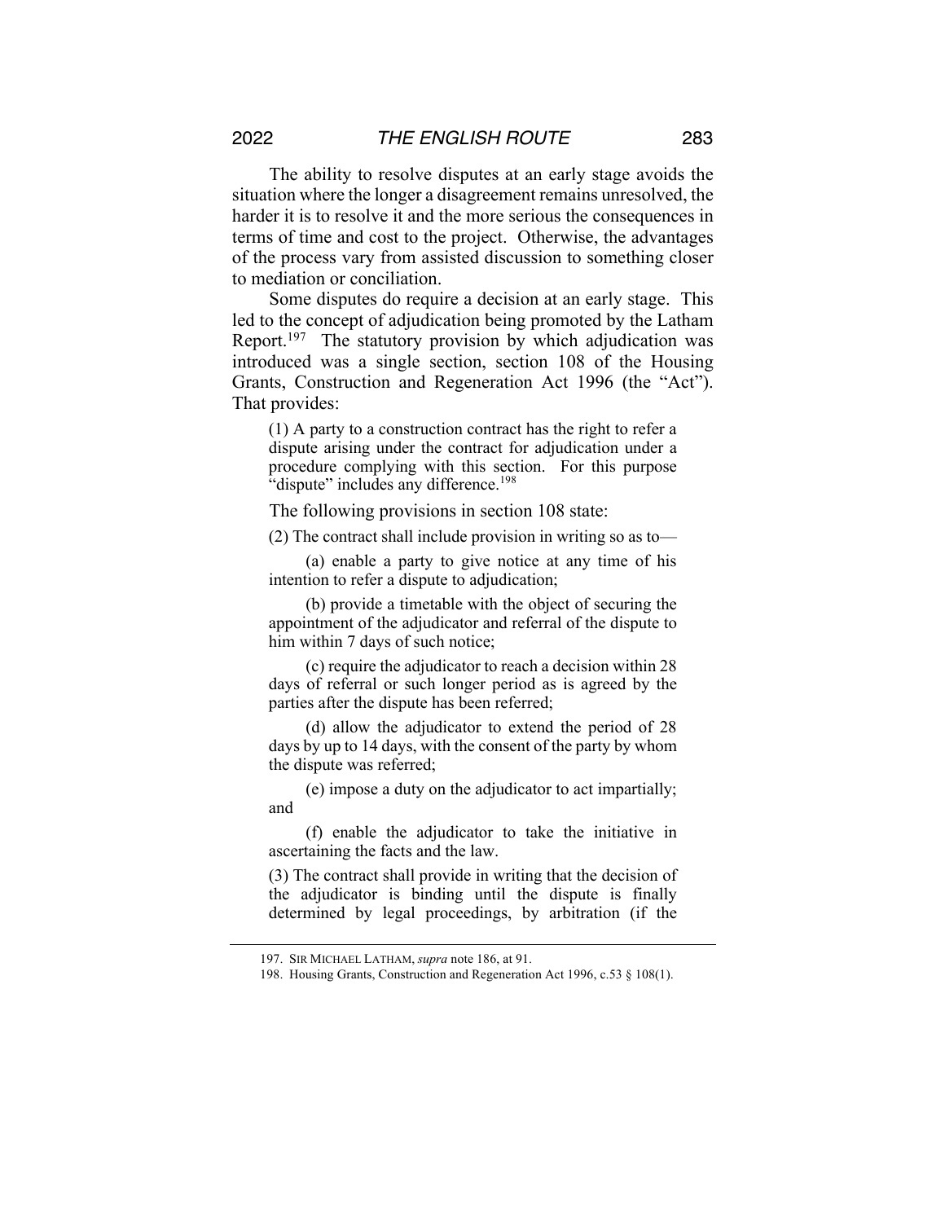The ability to resolve disputes at an early stage avoids the situation where the longer a disagreement remains unresolved, the harder it is to resolve it and the more serious the consequences in terms of time and cost to the project. Otherwise, the advantages of the process vary from assisted discussion to something closer to mediation or conciliation.

Some disputes do require a decision at an early stage. This led to the concept of adjudication being promoted by the Latham Report.[197] The statutory provision by which adjudication was introduced was a single section, section 108 of the Housing Grants, Construction and Regeneration Act 1996 (the "Act"). That provides:

> (1) A party to a construction contract has the right to refer a dispute arising under the contract for adjudication under a procedure complying with this section. For this purpose "dispute" includes any difference.[198]

The following provisions in section 108 state:

> (2) The contract shall include provision in writing so as to—
>
> (a) enable a party to give notice at any time of his intention to refer a dispute to adjudication;
>
> (b) provide a timetable with the object of securing the appointment of the adjudicator and referral of the dispute to him within 7 days of such notice;
>
> (c) require the adjudicator to reach a decision within 28 days of referral or such longer period as is agreed by the parties after the dispute has been referred;
>
> (d) allow the adjudicator to extend the period of 28 days by up to 14 days, with the consent of the party by whom the dispute was referred;
>
> (e) impose a duty on the adjudicator to act impartially; and
>
> (f) enable the adjudicator to take the initiative in ascertaining the facts and the law.
>
> (3) The contract shall provide in writing that the decision of the adjudicator is binding until the dispute is finally determined by legal proceedings, by arbitration (if the

---

197. SIR MICHAEL LATHAM, *supra* note 186, at 91.

198. Housing Grants, Construction and Regeneration Act 1996, c.53 § 108(1).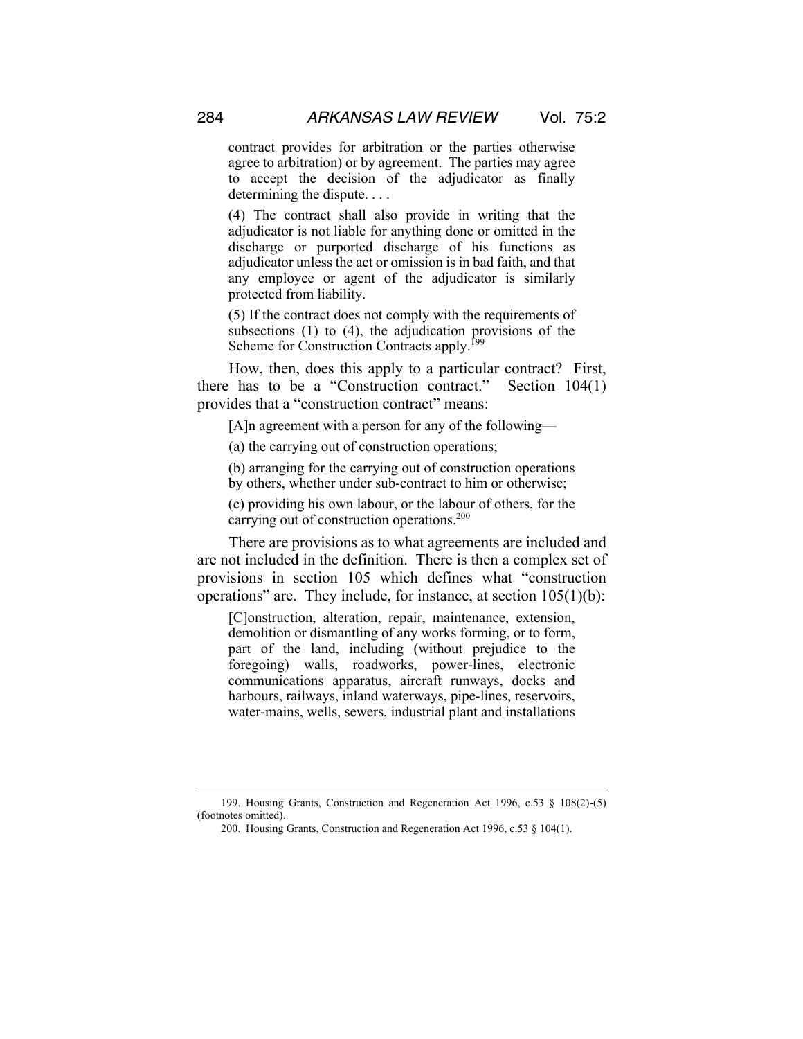> contract provides for arbitration or the parties otherwise agree to arbitration) or by agreement. The parties may agree to accept the decision of the adjudicator as finally determining the dispute. . . .
>
> (4) The contract shall also provide in writing that the adjudicator is not liable for anything done or omitted in the discharge or purported discharge of his functions as adjudicator unless the act or omission is in bad faith, and that any employee or agent of the adjudicator is similarly protected from liability.
>
> (5) If the contract does not comply with the requirements of subsections (1) to (4), the adjudication provisions of the Scheme for Construction Contracts apply.[199]

How, then, does this apply to a particular contract? First, there has to be a "Construction contract." Section 104(1) provides that a "construction contract" means:

> [A]n agreement with a person for any of the following—
>
> (a) the carrying out of construction operations;
>
> (b) arranging for the carrying out of construction operations by others, whether under sub-contract to him or otherwise;
>
> (c) providing his own labour, or the labour of others, for the carrying out of construction operations.[200]

There are provisions as to what agreements are included and are not included in the definition. There is then a complex set of provisions in section 105 which defines what "construction operations" are. They include, for instance, at section 105(1)(b):

> [C]onstruction, alteration, repair, maintenance, extension, demolition or dismantling of any works forming, or to form, part of the land, including (without prejudice to the foregoing) walls, roadworks, power-lines, electronic communications apparatus, aircraft runways, docks and harbours, railways, inland waterways, pipe-lines, reservoirs, water-mains, wells, sewers, industrial plant and installations

---

199. Housing Grants, Construction and Regeneration Act 1996, c.53 § 108(2)-(5) (footnotes omitted).

200. Housing Grants, Construction and Regeneration Act 1996, c.53 § 104(1).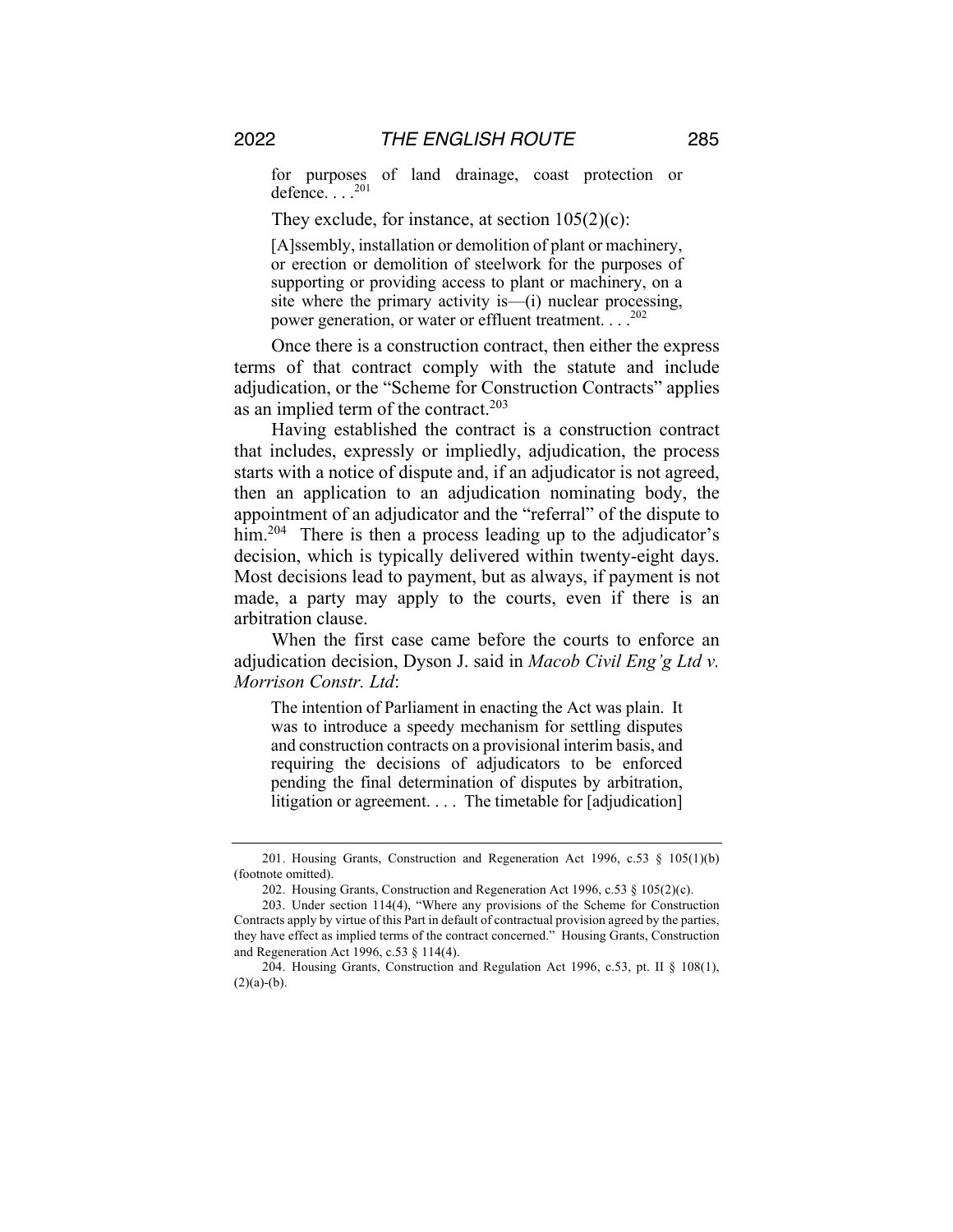> for purposes of land drainage, coast protection or defence. . . .[201]

They exclude, for instance, at section 105(2)(c):

> [A]ssembly, installation or demolition of plant or machinery, or erection or demolition of steelwork for the purposes of supporting or providing access to plant or machinery, on a site where the primary activity is—(i) nuclear processing, power generation, or water or effluent treatment. . . .[202]

Once there is a construction contract, then either the express terms of that contract comply with the statute and include adjudication, or the "Scheme for Construction Contracts" applies as an implied term of the contract.[203]

Having established the contract is a construction contract that includes, expressly or impliedly, adjudication, the process starts with a notice of dispute and, if an adjudicator is not agreed, then an application to an adjudication nominating body, the appointment of an adjudicator and the "referral" of the dispute to him.[204] There is then a process leading up to the adjudicator's decision, which is typically delivered within twenty-eight days. Most decisions lead to payment, but as always, if payment is not made, a party may apply to the courts, even if there is an arbitration clause.

When the first case came before the courts to enforce an adjudication decision, Dyson J. said in *Macob Civil Eng'g Ltd v. Morrison Constr. Ltd*:

> The intention of Parliament in enacting the Act was plain. It was to introduce a speedy mechanism for settling disputes and construction contracts on a provisional interim basis, and requiring the decisions of adjudicators to be enforced pending the final determination of disputes by arbitration, litigation or agreement. . . . The timetable for [adjudication]

---

201. Housing Grants, Construction and Regeneration Act 1996, c.53 § 105(1)(b) (footnote omitted).

202. Housing Grants, Construction and Regeneration Act 1996, c.53 § 105(2)(c).

203. Under section 114(4), "Where any provisions of the Scheme for Construction Contracts apply by virtue of this Part in default of contractual provision agreed by the parties, they have effect as implied terms of the contract concerned." Housing Grants, Construction and Regeneration Act 1996, c.53 § 114(4).

204. Housing Grants, Construction and Regulation Act 1996, c.53, pt. II § 108(1), (2)(a)-(b).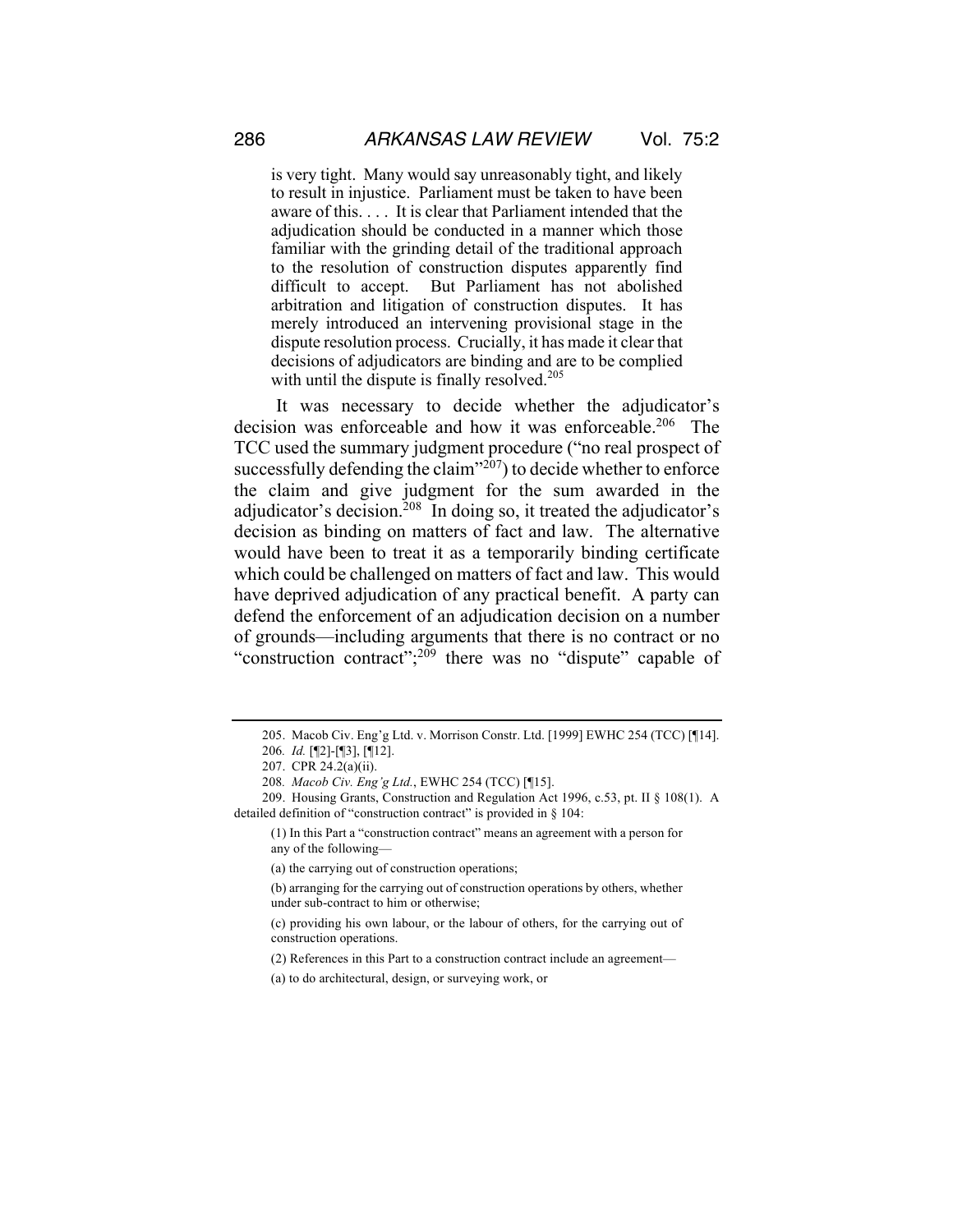> is very tight. Many would say unreasonably tight, and likely to result in injustice. Parliament must be taken to have been aware of this. . . . It is clear that Parliament intended that the adjudication should be conducted in a manner which those familiar with the grinding detail of the traditional approach to the resolution of construction disputes apparently find difficult to accept. But Parliament has not abolished arbitration and litigation of construction disputes. It has merely introduced an intervening provisional stage in the dispute resolution process. Crucially, it has made it clear that decisions of adjudicators are binding and are to be complied with until the dispute is finally resolved.[205]

It was necessary to decide whether the adjudicator's decision was enforceable and how it was enforceable.[206] The TCC used the summary judgment procedure ("no real prospect of successfully defending the claim"[207]) to decide whether to enforce the claim and give judgment for the sum awarded in the adjudicator's decision.[208] In doing so, it treated the adjudicator's decision as binding on matters of fact and law. The alternative would have been to treat it as a temporarily binding certificate which could be challenged on matters of fact and law. This would have deprived adjudication of any practical benefit. A party can defend the enforcement of an adjudication decision on a number of grounds—including arguments that there is no contract or no "construction contract";[209] there was no "dispute" capable of

---

205. Macob Civ. Eng'g Ltd. v. Morrison Constr. Ltd. [1999] EWHC 254 (TCC) [¶14].

206. *Id.* [¶2]-[¶3], [¶12].

207. CPR 24.2(a)(ii).

208. *Macob Civ. Eng'g Ltd.*, EWHC 254 (TCC) [¶15].

209. Housing Grants, Construction and Regulation Act 1996, c.53, pt. II § 108(1). A detailed definition of "construction contract" is provided in § 104:

> (1) In this Part a "construction contract" means an agreement with a person for any of the following—
>
> (a) the carrying out of construction operations;
>
> (b) arranging for the carrying out of construction operations by others, whether under sub-contract to him or otherwise;
>
> (c) providing his own labour, or the labour of others, for the carrying out of construction operations.
>
> (2) References in this Part to a construction contract include an agreement—
>
> (a) to do architectural, design, or surveying work, or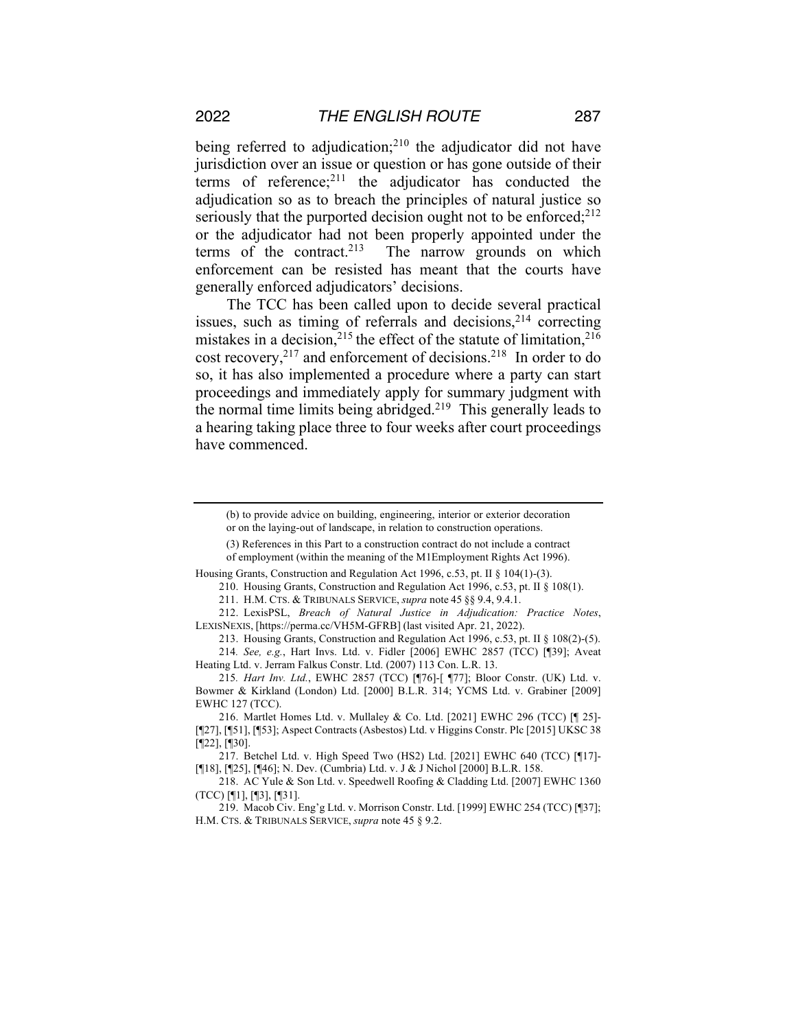being referred to adjudication;[210] the adjudicator did not have jurisdiction over an issue or question or has gone outside of their terms of reference;[211] the adjudicator has conducted the adjudication so as to breach the principles of natural justice so seriously that the purported decision ought not to be enforced;[212] or the adjudicator had not been properly appointed under the terms of the contract.[213] The narrow grounds on which enforcement can be resisted has meant that the courts have generally enforced adjudicators' decisions.

The TCC has been called upon to decide several practical issues, such as timing of referrals and decisions,[214] correcting mistakes in a decision,[215] the effect of the statute of limitation,[216] cost recovery,[217] and enforcement of decisions.[218] In order to do so, it has also implemented a procedure where a party can start proceedings and immediately apply for summary judgment with the normal time limits being abridged.[219] This generally leads to a hearing taking place three to four weeks after court proceedings have commenced.

---

> (b) to provide advice on building, engineering, interior or exterior decoration or on the laying-out of landscape, in relation to construction operations.
>
> (3) References in this Part to a construction contract do not include a contract of employment (within the meaning of the M1Employment Rights Act 1996).

Housing Grants, Construction and Regulation Act 1996, c.53, pt. II § 104(1)-(3).

210. Housing Grants, Construction and Regulation Act 1996, c.53, pt. II § 108(1).

211. H.M. CTS. & TRIBUNALS SERVICE, *supra* note 45 §§ 9.4, 9.4.1.

212. LexisPSL, *Breach of Natural Justice in Adjudication: Practice Notes*, LEXISNEXIS, [https://perma.cc/VH5M-GFRB] (last visited Apr. 21, 2022).

213. Housing Grants, Construction and Regulation Act 1996, c.53, pt. II § 108(2)-(5).

214. *See, e.g.*, Hart Invs. Ltd. v. Fidler [2006] EWHC 2857 (TCC) [¶39]; Aveat Heating Ltd. v. Jerram Falkus Constr. Ltd. (2007) 113 Con. L.R. 13.

215. *Hart Inv. Ltd.*, EWHC 2857 (TCC) [¶76]-[ ¶77]; Bloor Constr. (UK) Ltd. v. Bowmer & Kirkland (London) Ltd. [2000] B.L.R. 314; YCMS Ltd. v. Grabiner [2009] EWHC 127 (TCC).

216. Martlet Homes Ltd. v. Mullaley & Co. Ltd. [2021] EWHC 296 (TCC) [¶ 25]-[¶27], [¶51], [¶53]; Aspect Contracts (Asbestos) Ltd. v Higgins Constr. Plc [2015] UKSC 38 [¶22], [¶30].

217. Betchel Ltd. v. High Speed Two (HS2) Ltd. [2021] EWHC 640 (TCC) [¶17]-[¶18], [¶25], [¶46]; N. Dev. (Cumbria) Ltd. v. J & J Nichol [2000] B.L.R. 158.

218. AC Yule & Son Ltd. v. Speedwell Roofing & Cladding Ltd. [2007] EWHC 1360 (TCC) [¶1], [¶3], [¶31].

219. Macob Civ. Eng'g Ltd. v. Morrison Constr. Ltd. [1999] EWHC 254 (TCC) [¶37]; H.M. CTS. & TRIBUNALS SERVICE, *supra* note 45 § 9.2.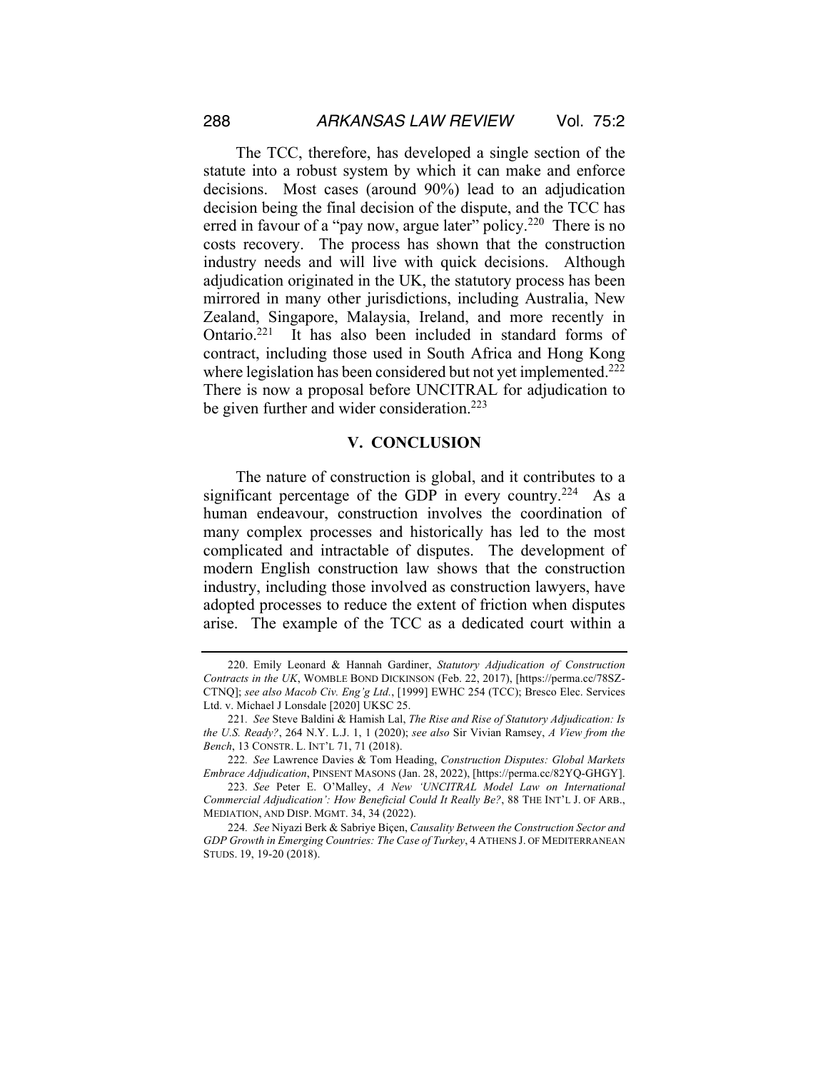The TCC, therefore, has developed a single section of the statute into a robust system by which it can make and enforce decisions. Most cases (around 90%) lead to an adjudication decision being the final decision of the dispute, and the TCC has erred in favour of a "pay now, argue later" policy.[220] There is no costs recovery. The process has shown that the construction industry needs and will live with quick decisions. Although adjudication originated in the UK, the statutory process has been mirrored in many other jurisdictions, including Australia, New Zealand, Singapore, Malaysia, Ireland, and more recently in Ontario.[221] It has also been included in standard forms of contract, including those used in South Africa and Hong Kong where legislation has been considered but not yet implemented.[222] There is now a proposal before UNCITRAL for adjudication to be given further and wider consideration.[223]

## V. CONCLUSION

The nature of construction is global, and it contributes to a significant percentage of the GDP in every country.[224] As a human endeavour, construction involves the coordination of many complex processes and historically has led to the most complicated and intractable of disputes. The development of modern English construction law shows that the construction industry, including those involved as construction lawyers, have adopted processes to reduce the extent of friction when disputes arise. The example of the TCC as a dedicated court within a

---

220. Emily Leonard & Hannah Gardiner, *Statutory Adjudication of Construction Contracts in the UK*, WOMBLE BOND DICKINSON (Feb. 22, 2017), [https://perma.cc/78SZ-CTNQ]; *see also Macob Civ. Eng'g Ltd.*, [1999] EWHC 254 (TCC); Bresco Elec. Services Ltd. v. Michael J Lonsdale [2020] UKSC 25.

221. *See* Steve Baldini & Hamish Lal, *The Rise and Rise of Statutory Adjudication: Is the U.S. Ready?*, 264 N.Y. L.J. 1, 1 (2020); *see also* Sir Vivian Ramsey, *A View from the Bench*, 13 CONSTR. L. INT'L 71, 71 (2018).

222. *See* Lawrence Davies & Tom Heading, *Construction Disputes: Global Markets Embrace Adjudication*, PINSENT MASONS (Jan. 28, 2022), [https://perma.cc/82YQ-GHGY].

223. *See* Peter E. O'Malley, *A New 'UNCITRAL Model Law on International Commercial Adjudication': How Beneficial Could It Really Be?*, 88 THE INT'L J. OF ARB., MEDIATION, AND DISP. MGMT. 34, 34 (2022).

224. *See* Niyazi Berk & Sabriye Biçen, *Causality Between the Construction Sector and GDP Growth in Emerging Countries: The Case of Turkey*, 4 ATHENS J. OF MEDITERRANEAN STUDS. 19, 19-20 (2018).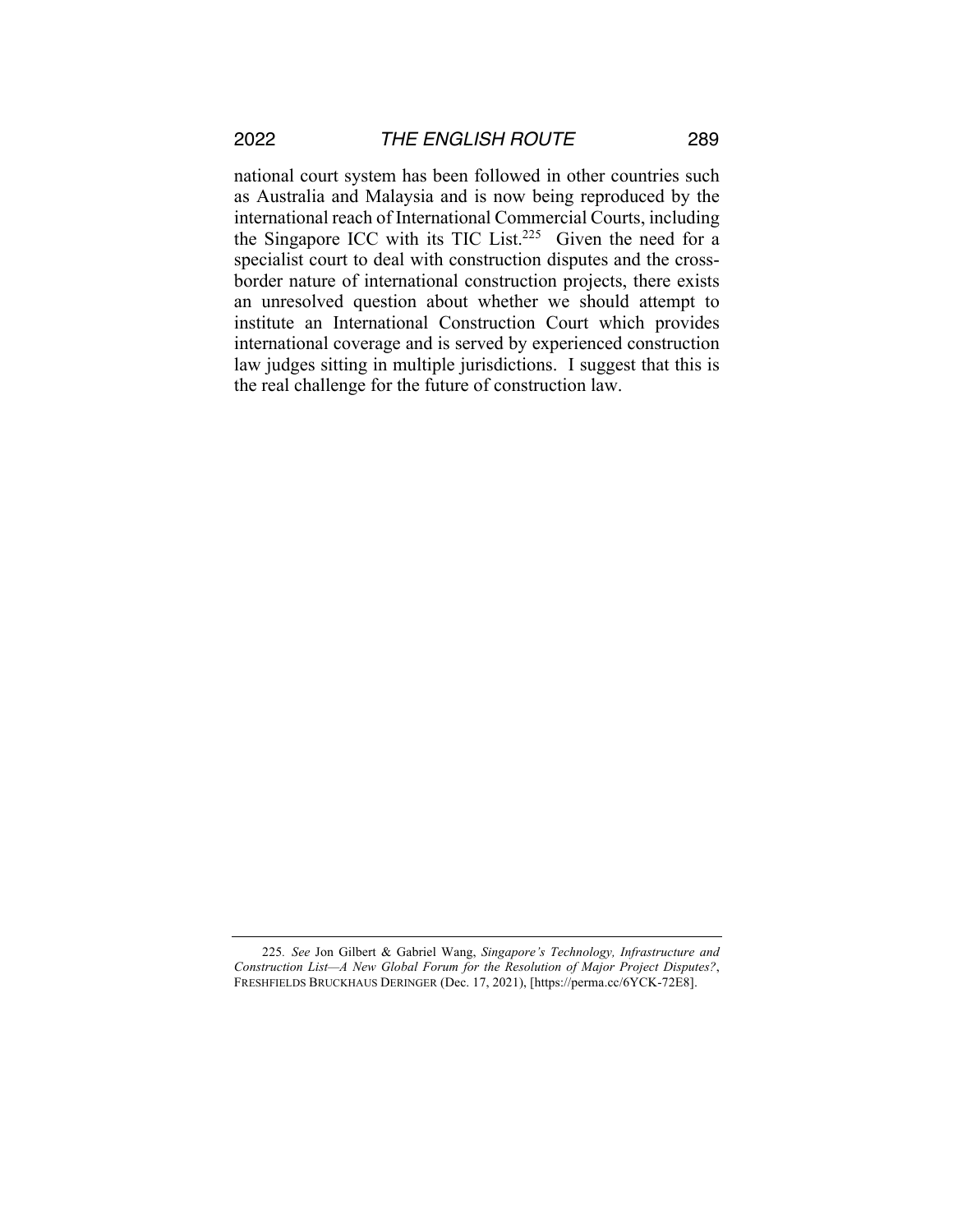national court system has been followed in other countries such as Australia and Malaysia and is now being reproduced by the international reach of International Commercial Courts, including the Singapore ICC with its TIC List.[225] Given the need for a specialist court to deal with construction disputes and the cross-border nature of international construction projects, there exists an unresolved question about whether we should attempt to institute an International Construction Court which provides international coverage and is served by experienced construction law judges sitting in multiple jurisdictions. I suggest that this is the real challenge for the future of construction law.

---

225. *See* Jon Gilbert & Gabriel Wang, *Singapore's Technology, Infrastructure and Construction List—A New Global Forum for the Resolution of Major Project Disputes?*, FRESHFIELDS BRUCKHAUS DERINGER (Dec. 17, 2021), [https://perma.cc/6YCK-72E8].